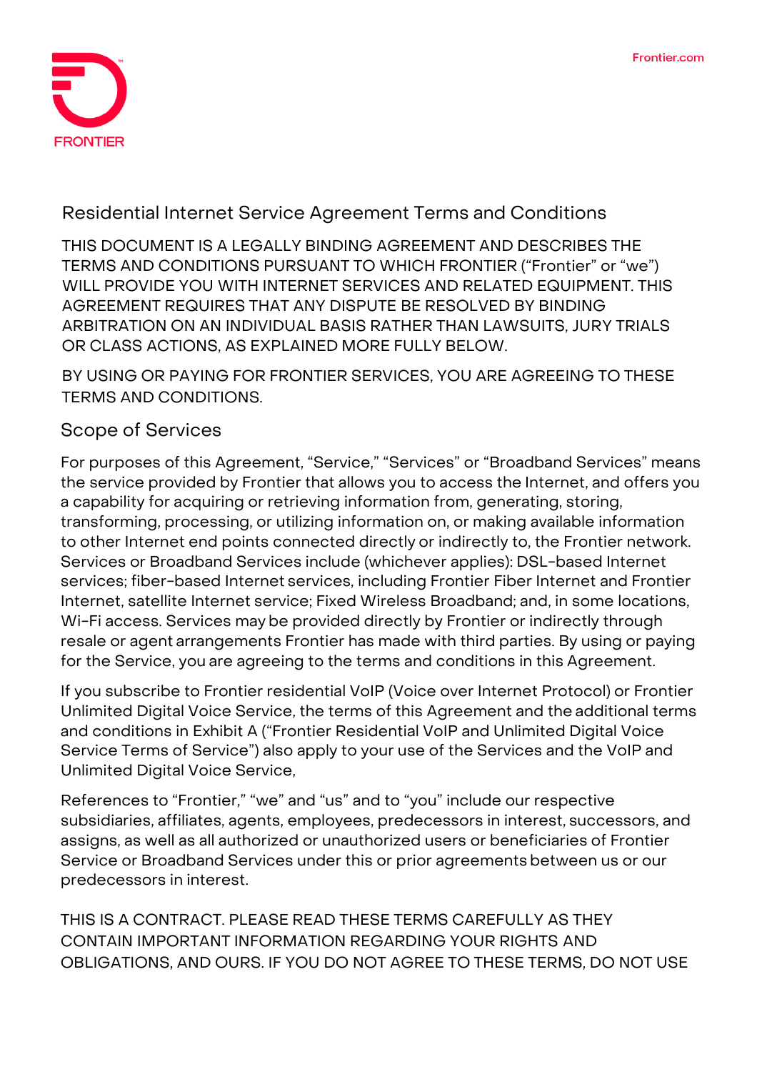# Residential Internet Service Agreement Terms and Conditions

THIS DOCUMENT IS A LEGALLY BINDING AGREEMENT AND DESCRIBES THE TERMS AND CONDITIONS PURSUANT TO WHICH FRONTIER ("Frontier" or "we") WILL PROVIDE YOU WITH INTERNET SERVICES AND RELATED EQUIPMENT. THIS AGREEMENT REQUIRES THAT ANY DISPUTE BE RESOLVED BY BINDING ARBITRATION ON AN INDIVIDUAL BASIS RATHER THAN LAWSUITS, JURY TRIALS OR CLASS ACTIONS, AS EXPLAINED MORE FULLY BELOW.

BY USING OR PAYING FOR FRONTIER SERVICES, YOU ARE AGREEING TO THESE TERMS AND CONDITIONS.

## Scope of Services

For purposes of this Agreement, "Service," "Services" or "Broadband Services" means the service provided by Frontier that allows you to access the Internet, and offers you a capability for acquiring or retrieving information from, generating, storing, transforming, processing, or utilizing information on, or making available information to other Internet end points connected directly or indirectly to, the Frontier network. Services or Broadband Services include (whichever applies): DSL-based Internet services; fiber-based Internet services, including Frontier Fiber Internet and Frontier Internet, satellite Internet service; Fixed Wireless Broadband; and, in some locations, Wi-Fi access. Services may be provided directly by Frontier or indirectly through resale or agent arrangements Frontier has made with third parties. By using or paying for the Service, you are agreeing to the terms and conditions in this Agreement.

If you subscribe to Frontier residential VoIP (Voice over Internet Protocol) or Frontier Unlimited Digital Voice Service, the terms of this Agreement and the additional terms and conditions in Exhibit A ("Frontier Residential VoIP and Unlimited Digital Voice Service Terms of Service") also apply to your use of the Services and the VoIP and Unlimited Digital Voice Service,

References to "Frontier," "we" and "us" and to "you" include our respective subsidiaries, affiliates, agents, employees, predecessors in interest, successors, and assigns, as well as all authorized or unauthorized users or beneficiaries of Frontier Service or Broadband Services under this or prior agreements between us or our predecessors in interest.

THIS IS A CONTRACT. PLEASE READ THESE TERMS CAREFULLY AS THEY CONTAIN IMPORTANT INFORMATION REGARDING YOUR RIGHTS AND OBLIGATIONS, AND OURS. IF YOU DO NOT AGREE TO THESE TERMS, DO NOT USE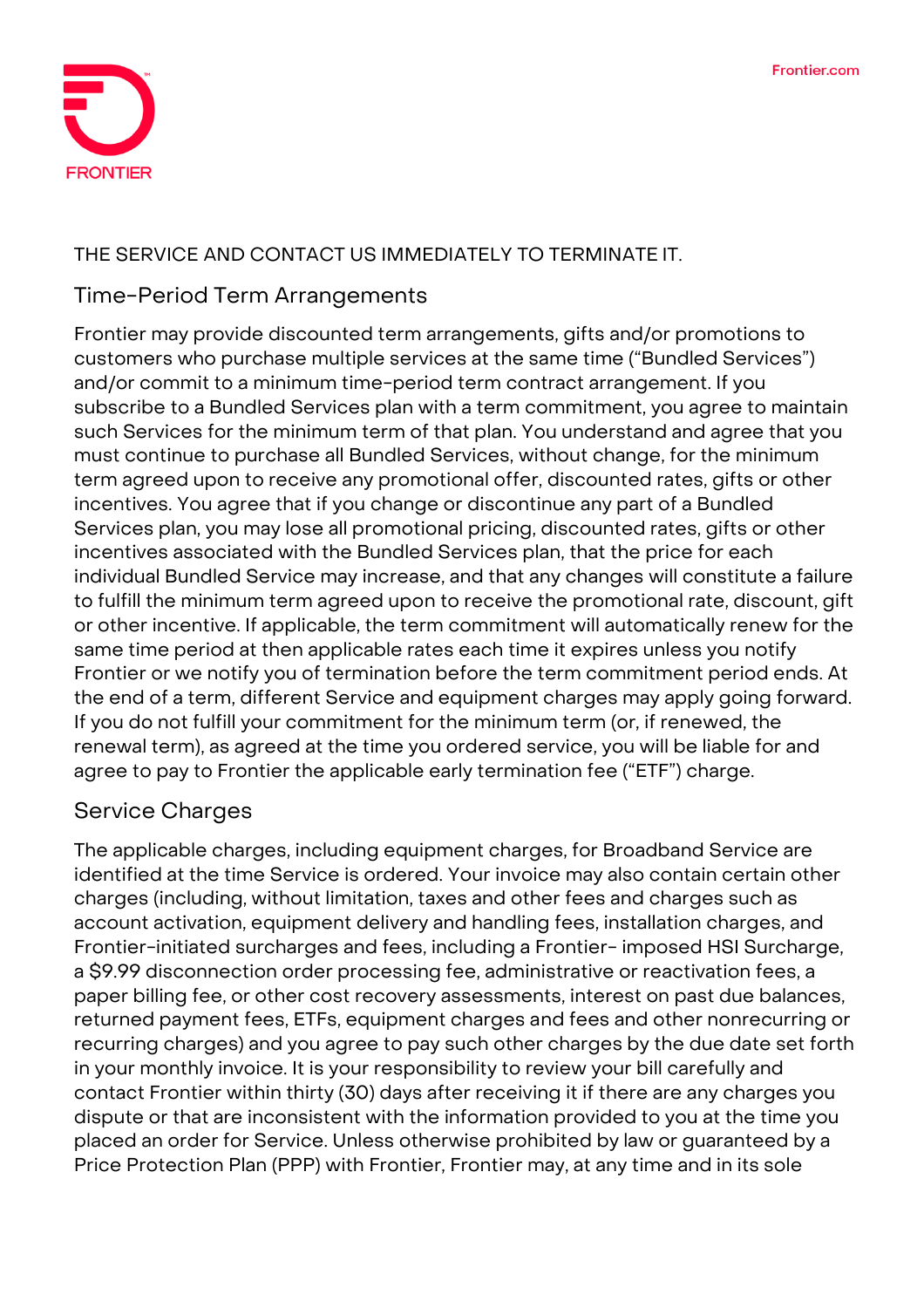THE SERVICE AND CONTACT US IMMEDIATELY TO TERMINATE IT.

## Time-Period Term Arrangements

Frontier may provide discounted term arrangements, gifts and/or promotions to customers who purchase multiple services at the same time ("Bundled Services") and/or commit to a minimum time-period term contract arrangement. If you subscribe to a Bundled Services plan with a term commitment, you agree to maintain such Services for the minimum term of that plan. You understand and agree that you must continue to purchase all Bundled Services, without change, for the minimum term agreed upon to receive any promotional offer, discounted rates, gifts or other incentives. You agree that if you change or discontinue any part of a Bundled Services plan, you may lose all promotional pricing, discounted rates, gifts or other incentives associated with the Bundled Services plan, that the price for each individual Bundled Service may increase, and that any changes will constitute a failure to fulfill the minimum term agreed upon to receive the promotional rate, discount, gift or other incentive. If applicable, the term commitment will automatically renew for the same time period at then applicable rates each time it expires unless you notify Frontier or we notify you of termination before the term commitment period ends. At the end of a term, different Service and equipment charges may apply going forward. If you do not fulfill your commitment for the minimum term (or, if renewed, the renewal term), as agreed at the time you ordered service, you will be liable for and agree to pay to Frontier the applicable early termination fee ("ETF") charge.

## Service Charges

The applicable charges, including equipment charges, for Broadband Service are identified at the time Service is ordered. Your invoice may also contain certain other charges (including, without limitation, taxes and other fees and charges such as account activation, equipment delivery and handling fees, installation charges, and Frontier-initiated surcharges and fees, including a Frontier- imposed HSI Surcharge, a $9.99 disconnection order processing fee, administrative or reactivation fees, a paper billing fee, or other cost recovery assessments, interest on past due balances, returned payment fees, ETFs, equipment charges and fees and other nonrecurring or recurring charges) and you agree to pay such other charges by the due date set forth in your monthly invoice. It is your responsibility to review your bill carefully and contact Frontier within thirty (30) days after receiving it if there are any charges you dispute or that are inconsistent with the information provided to you at the time you placed an order for Service. Unless otherwise prohibited by law or guaranteed by a Price Protection Plan (PPP) with Frontier, Frontier may, at any time and in its sole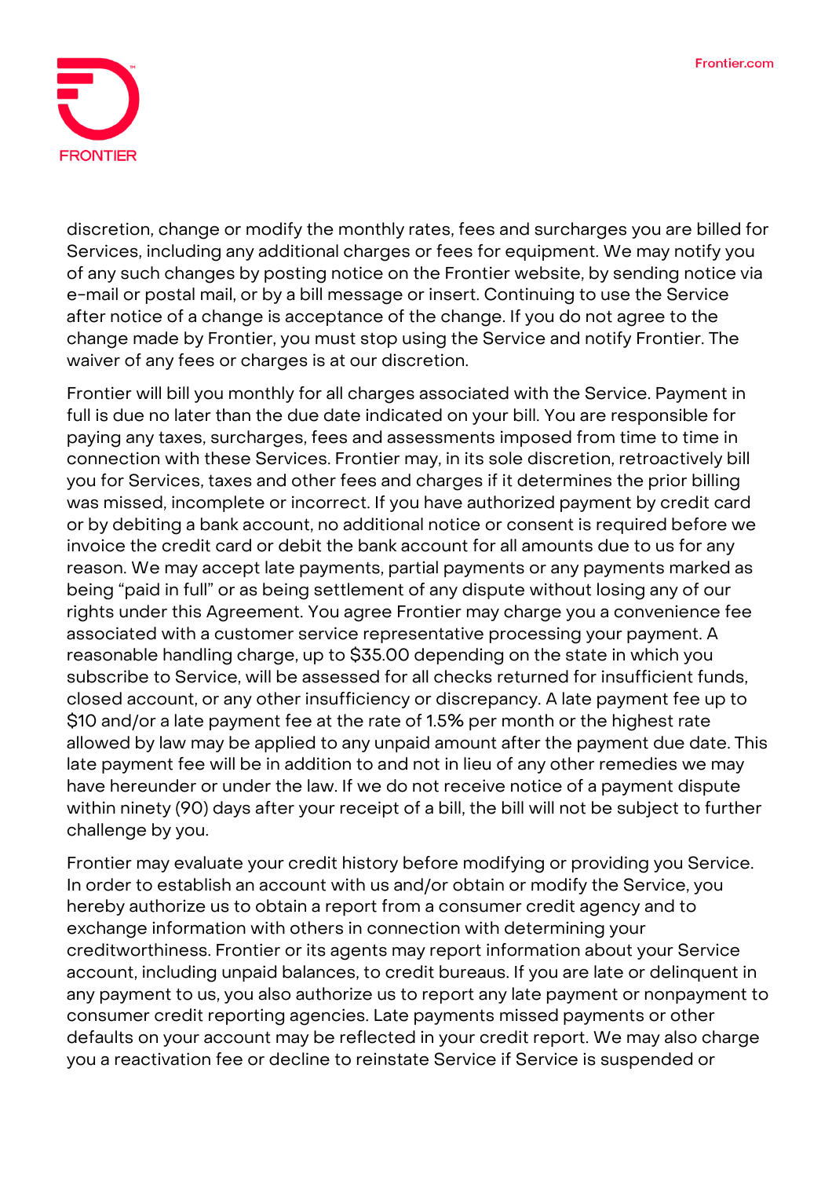discretion, change or modify the monthly rates, fees and surcharges you are billed for Services, including any additional charges or fees for equipment. We may notify you of any such changes by posting notice on the Frontier website, by sending notice via e-mail or postal mail, or by a bill message or insert. Continuing to use the Service after notice of a change is acceptance of the change. If you do not agree to the change made by Frontier, you must stop using the Service and notify Frontier. The waiver of any fees or charges is at our discretion.

Frontier will bill you monthly for all charges associated with the Service. Payment in full is due no later than the due date indicated on your bill. You are responsible for paying any taxes, surcharges, fees and assessments imposed from time to time in connection with these Services. Frontier may, in its sole discretion, retroactively bill you for Services, taxes and other fees and charges if it determines the prior billing was missed, incomplete or incorrect. If you have authorized payment by credit card or by debiting a bank account, no additional notice or consent is required before we invoice the credit card or debit the bank account for all amounts due to us for any reason. We may accept late payments, partial payments or any payments marked as being "paid in full" or as being settlement of any dispute without losing any of our rights under this Agreement. You agree Frontier may charge you a convenience fee associated with a customer service representative processing your payment. A reasonable handling charge, up to $35.00 depending on the state in which you subscribe to Service, will be assessed for all checks returned for insufficient funds, closed account, or any other insufficiency or discrepancy. A late payment fee up to $10 and/or a late payment fee at the rate of 1.5% per month or the highest rate allowed by law may be applied to any unpaid amount after the payment due date. This late payment fee will be in addition to and not in lieu of any other remedies we may have hereunder or under the law. If we do not receive notice of a payment dispute within ninety (90) days after your receipt of a bill, the bill will not be subject to further challenge by you.

Frontier may evaluate your credit history before modifying or providing you Service. In order to establish an account with us and/or obtain or modify the Service, you hereby authorize us to obtain a report from a consumer credit agency and to exchange information with others in connection with determining your creditworthiness. Frontier or its agents may report information about your Service account, including unpaid balances, to credit bureaus. If you are late or delinquent in any payment to us, you also authorize us to report any late payment or nonpayment to consumer credit reporting agencies. Late payments missed payments or other defaults on your account may be reflected in your credit report. We may also charge you a reactivation fee or decline to reinstate Service if Service is suspended or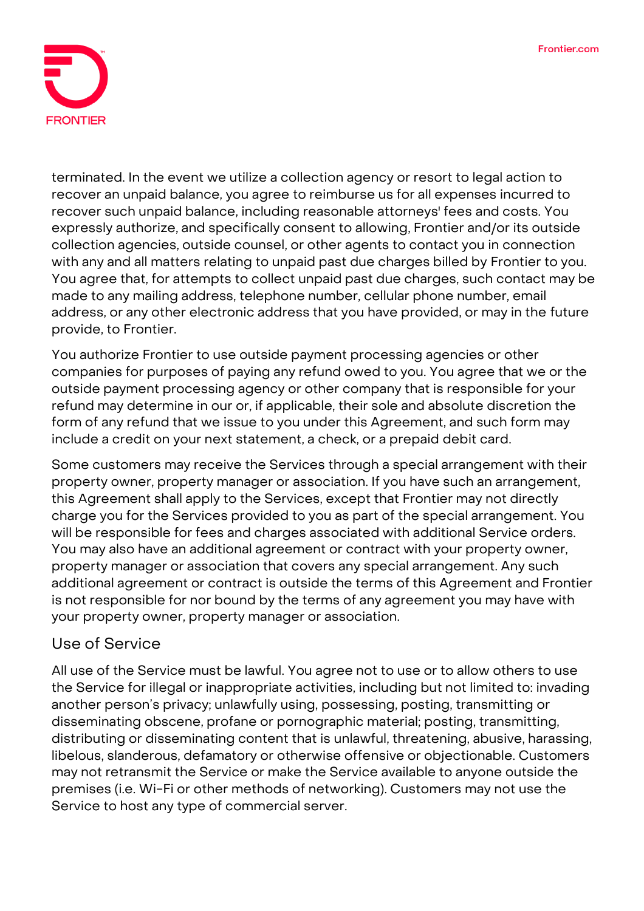terminated. In the event we utilize a collection agency or resort to legal action to recover an unpaid balance, you agree to reimburse us for all expenses incurred to recover such unpaid balance, including reasonable attorneys' fees and costs. You expressly authorize, and specifically consent to allowing, Frontier and/or its outside collection agencies, outside counsel, or other agents to contact you in connection with any and all matters relating to unpaid past due charges billed by Frontier to you. You agree that, for attempts to collect unpaid past due charges, such contact may be made to any mailing address, telephone number, cellular phone number, email address, or any other electronic address that you have provided, or may in the future provide, to Frontier.

You authorize Frontier to use outside payment processing agencies or other companies for purposes of paying any refund owed to you. You agree that we or the outside payment processing agency or other company that is responsible for your refund may determine in our or, if applicable, their sole and absolute discretion the form of any refund that we issue to you under this Agreement, and such form may include a credit on your next statement, a check, or a prepaid debit card.

Some customers may receive the Services through a special arrangement with their property owner, property manager or association. If you have such an arrangement, this Agreement shall apply to the Services, except that Frontier may not directly charge you for the Services provided to you as part of the special arrangement. You will be responsible for fees and charges associated with additional Service orders. You may also have an additional agreement or contract with your property owner, property manager or association that covers any special arrangement. Any such additional agreement or contract is outside the terms of this Agreement and Frontier is not responsible for nor bound by the terms of any agreement you may have with your property owner, property manager or association.

## Use of Service

All use of the Service must be lawful. You agree not to use or to allow others to use the Service for illegal or inappropriate activities, including but not limited to: invading another person's privacy; unlawfully using, possessing, posting, transmitting or disseminating obscene, profane or pornographic material; posting, transmitting, distributing or disseminating content that is unlawful, threatening, abusive, harassing, libelous, slanderous, defamatory or otherwise offensive or objectionable. Customers may not retransmit the Service or make the Service available to anyone outside the premises (i.e. Wi-Fi or other methods of networking). Customers may not use the Service to host any type of commercial server.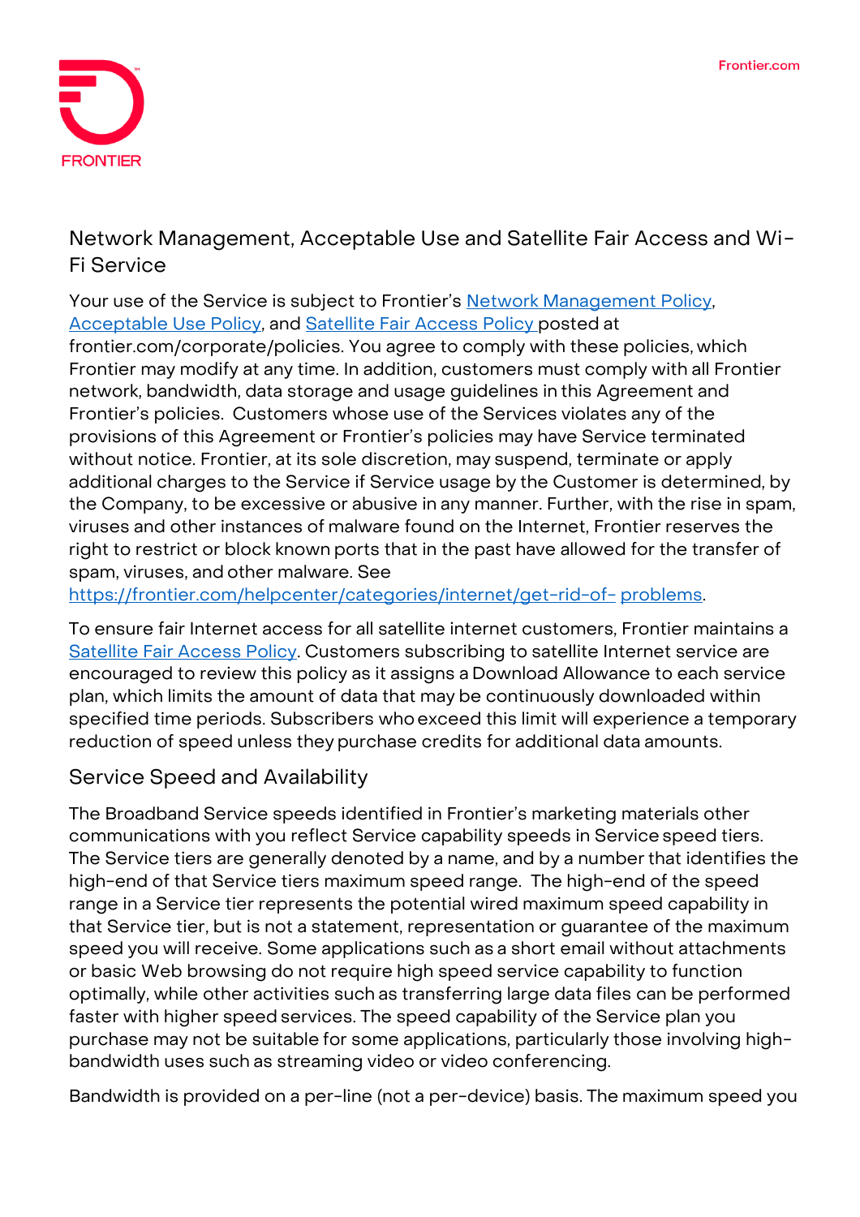## Network Management, Acceptable Use and Satellite Fair Access and Wi-Fi Service

Your use of the Service is subject to Frontier's [Network Management Policy](), [Acceptable Use Policy](), and [Satellite Fair Access Policy ]()posted at frontier.com/corporate/policies. You agree to comply with these policies, which Frontier may modify at any time. In addition, customers must comply with all Frontier network, bandwidth, data storage and usage guidelines in this Agreement and Frontier's policies. Customers whose use of the Services violates any of the provisions of this Agreement or Frontier's policies may have Service terminated without notice. Frontier, at its sole discretion, may suspend, terminate or apply additional charges to the Service if Service usage by the Customer is determined, by the Company, to be excessive or abusive in any manner. Further, with the rise in spam, viruses and other instances of malware found on the Internet, Frontier reserves the right to restrict or block known ports that in the past have allowed for the transfer of spam, viruses, and other malware. See https://frontier.com/helpcenter/categories/internet/get-rid-of- problems.

To ensure fair Internet access for all satellite internet customers, Frontier maintains a [Satellite Fair Access Policy](). Customers subscribing to satellite Internet service are encouraged to review this policy as it assigns a Download Allowance to each service plan, which limits the amount of data that may be continuously downloaded within specified time periods. Subscribers who exceed this limit will experience a temporary reduction of speed unless they purchase credits for additional data amounts.

## Service Speed and Availability

The Broadband Service speeds identified in Frontier's marketing materials other communications with you reflect Service capability speeds in Service speed tiers. The Service tiers are generally denoted by a name, and by a number that identifies the high-end of that Service tiers maximum speed range. The high-end of the speed range in a Service tier represents the potential wired maximum speed capability in that Service tier, but is not a statement, representation or guarantee of the maximum speed you will receive. Some applications such as a short email without attachments or basic Web browsing do not require high speed service capability to function optimally, while other activities such as transferring large data files can be performed faster with higher speed services. The speed capability of the Service plan you purchase may not be suitable for some applications, particularly those involving high-bandwidth uses such as streaming video or video conferencing.

Bandwidth is provided on a per-line (not a per-device) basis. The maximum speed you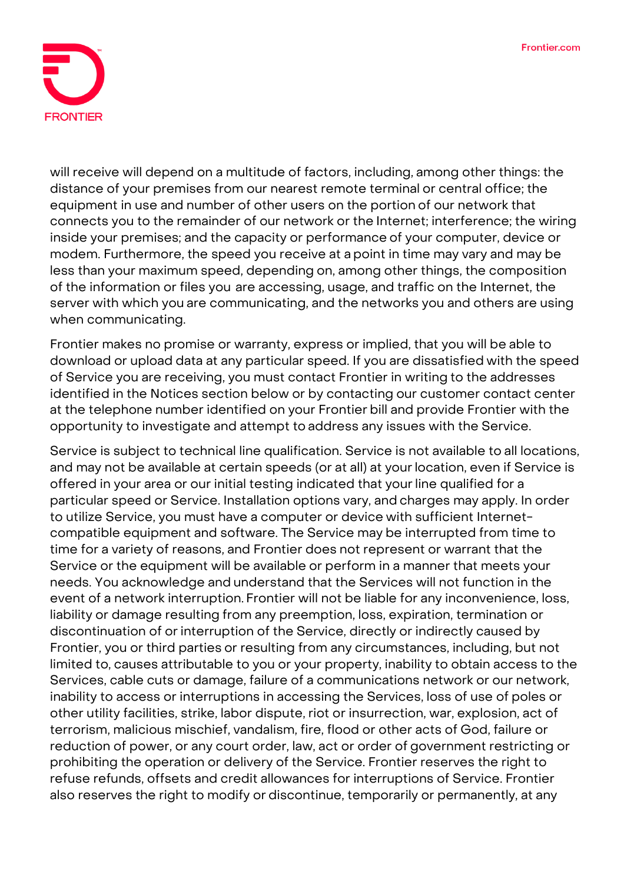will receive will depend on a multitude of factors, including, among other things: the distance of your premises from our nearest remote terminal or central office; the equipment in use and number of other users on the portion of our network that connects you to the remainder of our network or the Internet; interference; the wiring inside your premises; and the capacity or performance of your computer, device or modem. Furthermore, the speed you receive at a point in time may vary and may be less than your maximum speed, depending on, among other things, the composition of the information or files you are accessing, usage, and traffic on the Internet, the server with which you are communicating, and the networks you and others are using when communicating.

Frontier makes no promise or warranty, express or implied, that you will be able to download or upload data at any particular speed. If you are dissatisfied with the speed of Service you are receiving, you must contact Frontier in writing to the addresses identified in the Notices section below or by contacting our customer contact center at the telephone number identified on your Frontier bill and provide Frontier with the opportunity to investigate and attempt to address any issues with the Service.

Service is subject to technical line qualification. Service is not available to all locations, and may not be available at certain speeds (or at all) at your location, even if Service is offered in your area or our initial testing indicated that your line qualified for a particular speed or Service. Installation options vary, and charges may apply. In order to utilize Service, you must have a computer or device with sufficient Internet-compatible equipment and software. The Service may be interrupted from time to time for a variety of reasons, and Frontier does not represent or warrant that the Service or the equipment will be available or perform in a manner that meets your needs. You acknowledge and understand that the Services will not function in the event of a network interruption. Frontier will not be liable for any inconvenience, loss, liability or damage resulting from any preemption, loss, expiration, termination or discontinuation of or interruption of the Service, directly or indirectly caused by Frontier, you or third parties or resulting from any circumstances, including, but not limited to, causes attributable to you or your property, inability to obtain access to the Services, cable cuts or damage, failure of a communications network or our network, inability to access or interruptions in accessing the Services, loss of use of poles or other utility facilities, strike, labor dispute, riot or insurrection, war, explosion, act of terrorism, malicious mischief, vandalism, fire, flood or other acts of God, failure or reduction of power, or any court order, law, act or order of government restricting or prohibiting the operation or delivery of the Service. Frontier reserves the right to refuse refunds, offsets and credit allowances for interruptions of Service. Frontier also reserves the right to modify or discontinue, temporarily or permanently, at any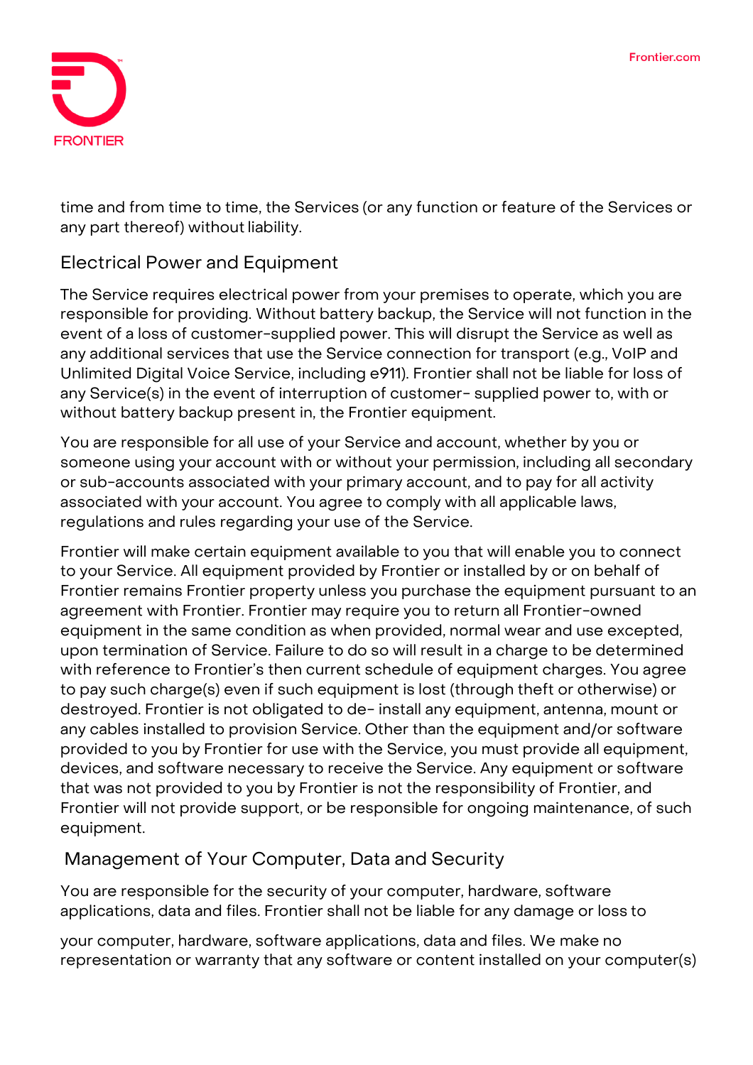time and from time to time, the Services (or any function or feature of the Services or any part thereof) without liability.

## Electrical Power and Equipment

The Service requires electrical power from your premises to operate, which you are responsible for providing. Without battery backup, the Service will not function in the event of a loss of customer-supplied power. This will disrupt the Service as well as any additional services that use the Service connection for transport (e.g., VoIP and Unlimited Digital Voice Service, including e911). Frontier shall not be liable for loss of any Service(s) in the event of interruption of customer- supplied power to, with or without battery backup present in, the Frontier equipment.

You are responsible for all use of your Service and account, whether by you or someone using your account with or without your permission, including all secondary or sub-accounts associated with your primary account, and to pay for all activity associated with your account. You agree to comply with all applicable laws, regulations and rules regarding your use of the Service.

Frontier will make certain equipment available to you that will enable you to connect to your Service. All equipment provided by Frontier or installed by or on behalf of Frontier remains Frontier property unless you purchase the equipment pursuant to an agreement with Frontier. Frontier may require you to return all Frontier-owned equipment in the same condition as when provided, normal wear and use excepted, upon termination of Service. Failure to do so will result in a charge to be determined with reference to Frontier's then current schedule of equipment charges. You agree to pay such charge(s) even if such equipment is lost (through theft or otherwise) or destroyed. Frontier is not obligated to de- install any equipment, antenna, mount or any cables installed to provision Service. Other than the equipment and/or software provided to you by Frontier for use with the Service, you must provide all equipment, devices, and software necessary to receive the Service. Any equipment or software that was not provided to you by Frontier is not the responsibility of Frontier, and Frontier will not provide support, or be responsible for ongoing maintenance, of such equipment.

## Management of Your Computer, Data and Security

You are responsible for the security of your computer, hardware, software applications, data and files. Frontier shall not be liable for any damage or loss to your computer, hardware, software applications, data and files. We make no representation or warranty that any software or content installed on your computer(s)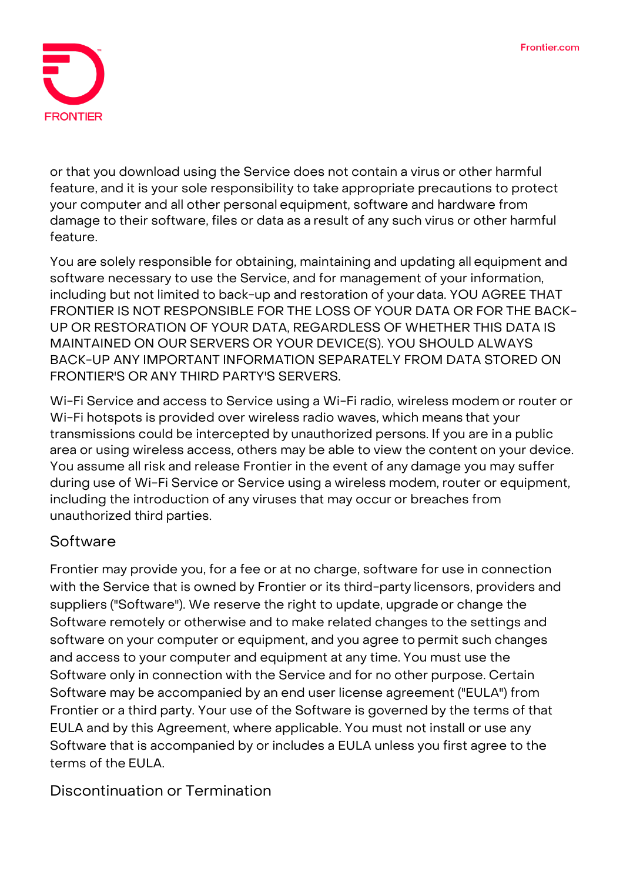or that you download using the Service does not contain a virus or other harmful feature, and it is your sole responsibility to take appropriate precautions to protect your computer and all other personal equipment, software and hardware from damage to their software, files or data as a result of any such virus or other harmful feature.

You are solely responsible for obtaining, maintaining and updating all equipment and software necessary to use the Service, and for management of your information, including but not limited to back-up and restoration of your data. YOU AGREE THAT FRONTIER IS NOT RESPONSIBLE FOR THE LOSS OF YOUR DATA OR FOR THE BACK-UP OR RESTORATION OF YOUR DATA, REGARDLESS OF WHETHER THIS DATA IS MAINTAINED ON OUR SERVERS OR YOUR DEVICE(S). YOU SHOULD ALWAYS BACK-UP ANY IMPORTANT INFORMATION SEPARATELY FROM DATA STORED ON FRONTIER'S OR ANY THIRD PARTY'S SERVERS.

Wi-Fi Service and access to Service using a Wi-Fi radio, wireless modem or router or Wi-Fi hotspots is provided over wireless radio waves, which means that your transmissions could be intercepted by unauthorized persons. If you are in a public area or using wireless access, others may be able to view the content on your device. You assume all risk and release Frontier in the event of any damage you may suffer during use of Wi-Fi Service or Service using a wireless modem, router or equipment, including the introduction of any viruses that may occur or breaches from unauthorized third parties.

## Software

Frontier may provide you, for a fee or at no charge, software for use in connection with the Service that is owned by Frontier or its third-party licensors, providers and suppliers ("Software"). We reserve the right to update, upgrade or change the Software remotely or otherwise and to make related changes to the settings and software on your computer or equipment, and you agree to permit such changes and access to your computer and equipment at any time. You must use the Software only in connection with the Service and for no other purpose. Certain Software may be accompanied by an end user license agreement ("EULA") from Frontier or a third party. Your use of the Software is governed by the terms of that EULA and by this Agreement, where applicable. You must not install or use any Software that is accompanied by or includes a EULA unless you first agree to the terms of the EULA.

## Discontinuation or Termination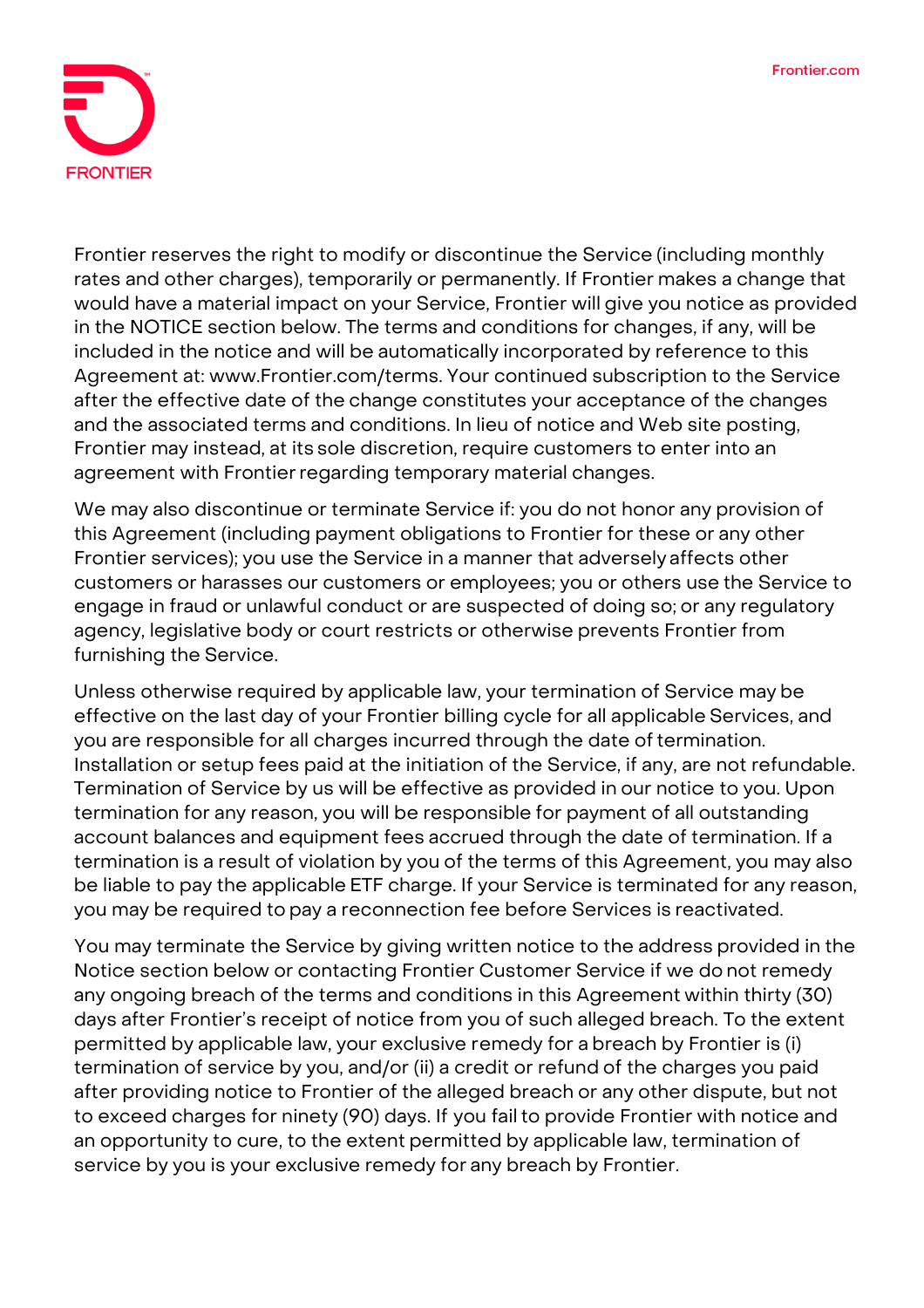Frontier reserves the right to modify or discontinue the Service (including monthly rates and other charges), temporarily or permanently. If Frontier makes a change that would have a material impact on your Service, Frontier will give you notice as provided in the NOTICE section below. The terms and conditions for changes, if any, will be included in the notice and will be automatically incorporated by reference to this Agreement at: www.Frontier.com/terms. Your continued subscription to the Service after the effective date of the change constitutes your acceptance of the changes and the associated terms and conditions. In lieu of notice and Web site posting, Frontier may instead, at its sole discretion, require customers to enter into an agreement with Frontier regarding temporary material changes.

We may also discontinue or terminate Service if: you do not honor any provision of this Agreement (including payment obligations to Frontier for these or any other Frontier services); you use the Service in a manner that adversely affects other customers or harasses our customers or employees; you or others use the Service to engage in fraud or unlawful conduct or are suspected of doing so; or any regulatory agency, legislative body or court restricts or otherwise prevents Frontier from furnishing the Service.

Unless otherwise required by applicable law, your termination of Service may be effective on the last day of your Frontier billing cycle for all applicable Services, and you are responsible for all charges incurred through the date of termination. Installation or setup fees paid at the initiation of the Service, if any, are not refundable. Termination of Service by us will be effective as provided in our notice to you. Upon termination for any reason, you will be responsible for payment of all outstanding account balances and equipment fees accrued through the date of termination. If a termination is a result of violation by you of the terms of this Agreement, you may also be liable to pay the applicable ETF charge. If your Service is terminated for any reason, you may be required to pay a reconnection fee before Services is reactivated.

You may terminate the Service by giving written notice to the address provided in the Notice section below or contacting Frontier Customer Service if we do not remedy any ongoing breach of the terms and conditions in this Agreement within thirty (30) days after Frontier's receipt of notice from you of such alleged breach. To the extent permitted by applicable law, your exclusive remedy for a breach by Frontier is (i) termination of service by you, and/or (ii) a credit or refund of the charges you paid after providing notice to Frontier of the alleged breach or any other dispute, but not to exceed charges for ninety (90) days. If you fail to provide Frontier with notice and an opportunity to cure, to the extent permitted by applicable law, termination of service by you is your exclusive remedy for any breach by Frontier.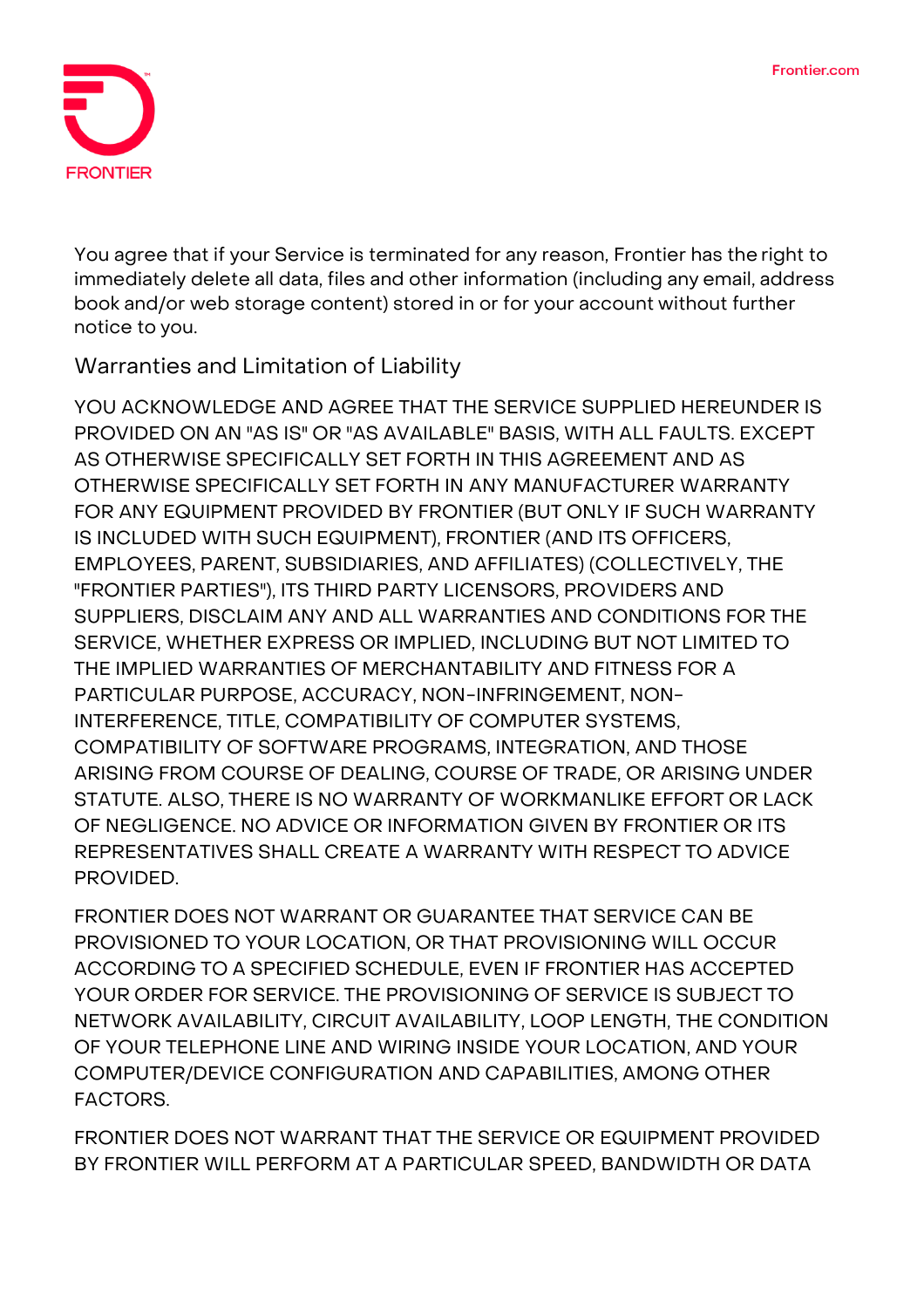You agree that if your Service is terminated for any reason, Frontier has the right to immediately delete all data, files and other information (including any email, address book and/or web storage content) stored in or for your account without further notice to you.

## Warranties and Limitation of Liability

YOU ACKNOWLEDGE AND AGREE THAT THE SERVICE SUPPLIED HEREUNDER IS PROVIDED ON AN "AS IS" OR "AS AVAILABLE" BASIS, WITH ALL FAULTS. EXCEPT AS OTHERWISE SPECIFICALLY SET FORTH IN THIS AGREEMENT AND AS OTHERWISE SPECIFICALLY SET FORTH IN ANY MANUFACTURER WARRANTY FOR ANY EQUIPMENT PROVIDED BY FRONTIER (BUT ONLY IF SUCH WARRANTY IS INCLUDED WITH SUCH EQUIPMENT), FRONTIER (AND ITS OFFICERS, EMPLOYEES, PARENT, SUBSIDIARIES, AND AFFILIATES) (COLLECTIVELY, THE "FRONTIER PARTIES"), ITS THIRD PARTY LICENSORS, PROVIDERS AND SUPPLIERS, DISCLAIM ANY AND ALL WARRANTIES AND CONDITIONS FOR THE SERVICE, WHETHER EXPRESS OR IMPLIED, INCLUDING BUT NOT LIMITED TO THE IMPLIED WARRANTIES OF MERCHANTABILITY AND FITNESS FOR A PARTICULAR PURPOSE, ACCURACY, NON-INFRINGEMENT, NON-INTERFERENCE, TITLE, COMPATIBILITY OF COMPUTER SYSTEMS, COMPATIBILITY OF SOFTWARE PROGRAMS, INTEGRATION, AND THOSE ARISING FROM COURSE OF DEALING, COURSE OF TRADE, OR ARISING UNDER STATUTE. ALSO, THERE IS NO WARRANTY OF WORKMANLIKE EFFORT OR LACK OF NEGLIGENCE. NO ADVICE OR INFORMATION GIVEN BY FRONTIER OR ITS REPRESENTATIVES SHALL CREATE A WARRANTY WITH RESPECT TO ADVICE PROVIDED.

FRONTIER DOES NOT WARRANT OR GUARANTEE THAT SERVICE CAN BE PROVISIONED TO YOUR LOCATION, OR THAT PROVISIONING WILL OCCUR ACCORDING TO A SPECIFIED SCHEDULE, EVEN IF FRONTIER HAS ACCEPTED YOUR ORDER FOR SERVICE. THE PROVISIONING OF SERVICE IS SUBJECT TO NETWORK AVAILABILITY, CIRCUIT AVAILABILITY, LOOP LENGTH, THE CONDITION OF YOUR TELEPHONE LINE AND WIRING INSIDE YOUR LOCATION, AND YOUR COMPUTER/DEVICE CONFIGURATION AND CAPABILITIES, AMONG OTHER FACTORS.

FRONTIER DOES NOT WARRANT THAT THE SERVICE OR EQUIPMENT PROVIDED BY FRONTIER WILL PERFORM AT A PARTICULAR SPEED, BANDWIDTH OR DATA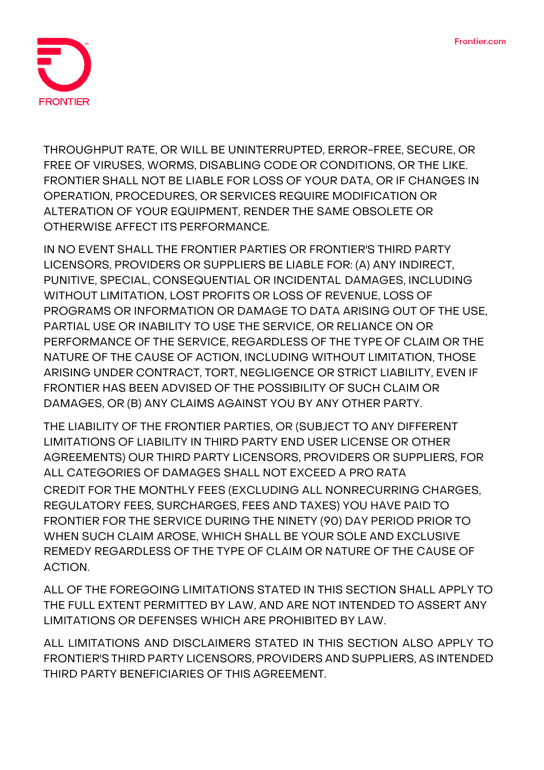THROUGHPUT RATE, OR WILL BE UNINTERRUPTED, ERROR-FREE, SECURE, OR FREE OF VIRUSES, WORMS, DISABLING CODE OR CONDITIONS, OR THE LIKE. FRONTIER SHALL NOT BE LIABLE FOR LOSS OF YOUR DATA, OR IF CHANGES IN OPERATION, PROCEDURES, OR SERVICES REQUIRE MODIFICATION OR ALTERATION OF YOUR EQUIPMENT, RENDER THE SAME OBSOLETE OR OTHERWISE AFFECT ITS PERFORMANCE.

IN NO EVENT SHALL THE FRONTIER PARTIES OR FRONTIER'S THIRD PARTY LICENSORS, PROVIDERS OR SUPPLIERS BE LIABLE FOR: (A) ANY INDIRECT, PUNITIVE, SPECIAL, CONSEQUENTIAL OR INCIDENTAL DAMAGES, INCLUDING WITHOUT LIMITATION, LOST PROFITS OR LOSS OF REVENUE, LOSS OF PROGRAMS OR INFORMATION OR DAMAGE TO DATA ARISING OUT OF THE USE, PARTIAL USE OR INABILITY TO USE THE SERVICE, OR RELIANCE ON OR PERFORMANCE OF THE SERVICE, REGARDLESS OF THE TYPE OF CLAIM OR THE NATURE OF THE CAUSE OF ACTION, INCLUDING WITHOUT LIMITATION, THOSE ARISING UNDER CONTRACT, TORT, NEGLIGENCE OR STRICT LIABILITY, EVEN IF FRONTIER HAS BEEN ADVISED OF THE POSSIBILITY OF SUCH CLAIM OR DAMAGES, OR (B) ANY CLAIMS AGAINST YOU BY ANY OTHER PARTY.

THE LIABILITY OF THE FRONTIER PARTIES, OR (SUBJECT TO ANY DIFFERENT LIMITATIONS OF LIABILITY IN THIRD PARTY END USER LICENSE OR OTHER AGREEMENTS) OUR THIRD PARTY LICENSORS, PROVIDERS OR SUPPLIERS, FOR ALL CATEGORIES OF DAMAGES SHALL NOT EXCEED A PRO RATA CREDIT FOR THE MONTHLY FEES (EXCLUDING ALL NONRECURRING CHARGES, REGULATORY FEES, SURCHARGES, FEES AND TAXES) YOU HAVE PAID TO FRONTIER FOR THE SERVICE DURING THE NINETY (90) DAY PERIOD PRIOR TO WHEN SUCH CLAIM AROSE, WHICH SHALL BE YOUR SOLE AND EXCLUSIVE REMEDY REGARDLESS OF THE TYPE OF CLAIM OR NATURE OF THE CAUSE OF ACTION.

ALL OF THE FOREGOING LIMITATIONS STATED IN THIS SECTION SHALL APPLY TO THE FULL EXTENT PERMITTED BY LAW, AND ARE NOT INTENDED TO ASSERT ANY LIMITATIONS OR DEFENSES WHICH ARE PROHIBITED BY LAW.

ALL LIMITATIONS AND DISCLAIMERS STATED IN THIS SECTION ALSO APPLY TO FRONTIER'S THIRD PARTY LICENSORS, PROVIDERS AND SUPPLIERS, AS INTENDED THIRD PARTY BENEFICIARIES OF THIS AGREEMENT.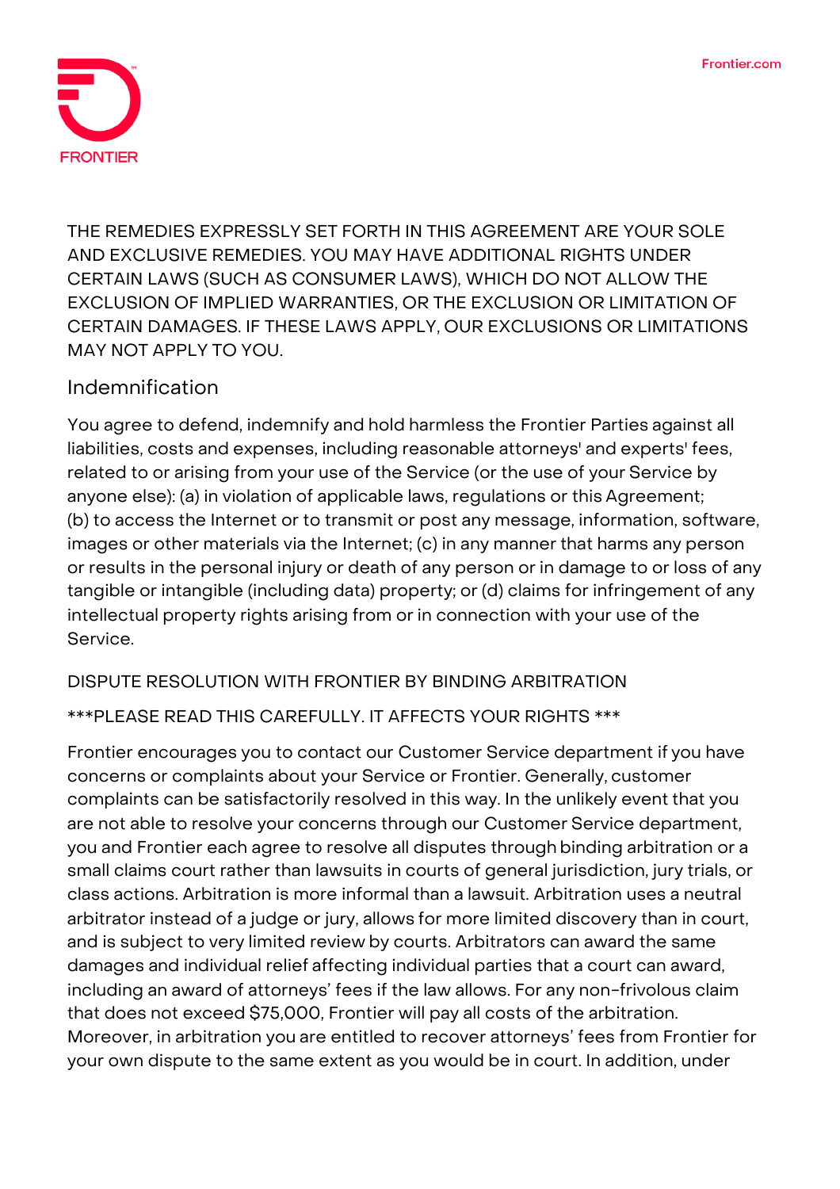THE REMEDIES EXPRESSLY SET FORTH IN THIS AGREEMENT ARE YOUR SOLE AND EXCLUSIVE REMEDIES. YOU MAY HAVE ADDITIONAL RIGHTS UNDER CERTAIN LAWS (SUCH AS CONSUMER LAWS), WHICH DO NOT ALLOW THE EXCLUSION OF IMPLIED WARRANTIES, OR THE EXCLUSION OR LIMITATION OF CERTAIN DAMAGES. IF THESE LAWS APPLY, OUR EXCLUSIONS OR LIMITATIONS MAY NOT APPLY TO YOU.

## Indemnification

You agree to defend, indemnify and hold harmless the Frontier Parties against all liabilities, costs and expenses, including reasonable attorneys' and experts' fees, related to or arising from your use of the Service (or the use of your Service by anyone else): (a) in violation of applicable laws, regulations or this Agreement; (b) to access the Internet or to transmit or post any message, information, software, images or other materials via the Internet; (c) in any manner that harms any person or results in the personal injury or death of any person or in damage to or loss of any tangible or intangible (including data) property; or (d) claims for infringement of any intellectual property rights arising from or in connection with your use of the Service.

DISPUTE RESOLUTION WITH FRONTIER BY BINDING ARBITRATION

***PLEASE READ THIS CAREFULLY. IT AFFECTS YOUR RIGHTS ***

Frontier encourages you to contact our Customer Service department if you have concerns or complaints about your Service or Frontier. Generally, customer complaints can be satisfactorily resolved in this way. In the unlikely event that you are not able to resolve your concerns through our Customer Service department, you and Frontier each agree to resolve all disputes through binding arbitration or a small claims court rather than lawsuits in courts of general jurisdiction, jury trials, or class actions. Arbitration is more informal than a lawsuit. Arbitration uses a neutral arbitrator instead of a judge or jury, allows for more limited discovery than in court, and is subject to very limited review by courts. Arbitrators can award the same damages and individual relief affecting individual parties that a court can award, including an award of attorneys' fees if the law allows. For any non-frivolous claim that does not exceed $75,000, Frontier will pay all costs of the arbitration. Moreover, in arbitration you are entitled to recover attorneys' fees from Frontier for your own dispute to the same extent as you would be in court. In addition, under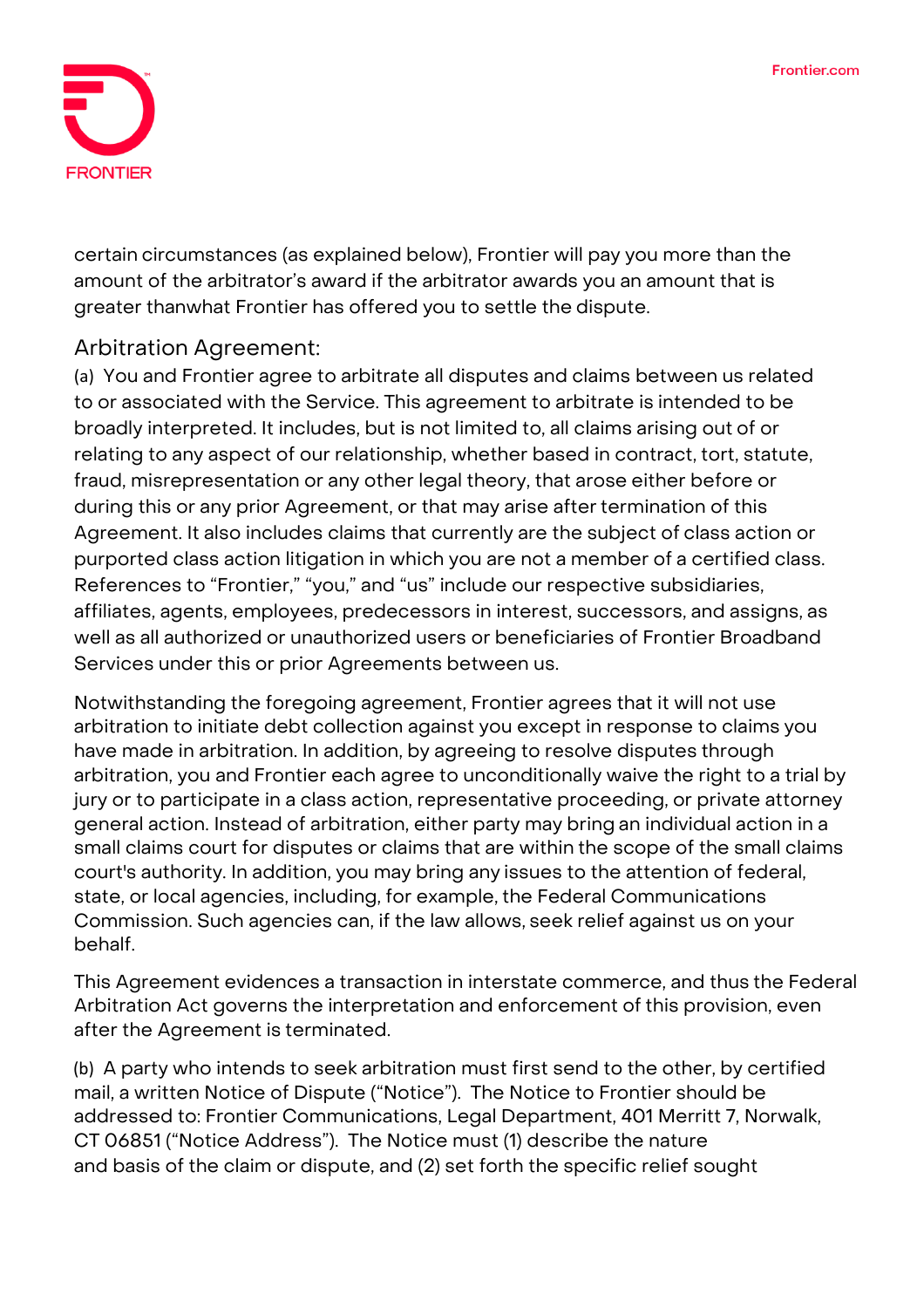certain circumstances (as explained below), Frontier will pay you more than the amount of the arbitrator's award if the arbitrator awards you an amount that is greater thanwhat Frontier has offered you to settle the dispute.

## Arbitration Agreement:

(a) You and Frontier agree to arbitrate all disputes and claims between us related to or associated with the Service. This agreement to arbitrate is intended to be broadly interpreted. It includes, but is not limited to, all claims arising out of or relating to any aspect of our relationship, whether based in contract, tort, statute, fraud, misrepresentation or any other legal theory, that arose either before or during this or any prior Agreement, or that may arise after termination of this Agreement. It also includes claims that currently are the subject of class action or purported class action litigation in which you are not a member of a certified class. References to "Frontier," "you," and "us" include our respective subsidiaries, affiliates, agents, employees, predecessors in interest, successors, and assigns, as well as all authorized or unauthorized users or beneficiaries of Frontier Broadband Services under this or prior Agreements between us.

Notwithstanding the foregoing agreement, Frontier agrees that it will not use arbitration to initiate debt collection against you except in response to claims you have made in arbitration. In addition, by agreeing to resolve disputes through arbitration, you and Frontier each agree to unconditionally waive the right to a trial by jury or to participate in a class action, representative proceeding, or private attorney general action. Instead of arbitration, either party may bring an individual action in a small claims court for disputes or claims that are within the scope of the small claims court's authority. In addition, you may bring any issues to the attention of federal, state, or local agencies, including, for example, the Federal Communications Commission. Such agencies can, if the law allows, seek relief against us on your behalf.

This Agreement evidences a transaction in interstate commerce, and thus the Federal Arbitration Act governs the interpretation and enforcement of this provision, even after the Agreement is terminated.

(b) A party who intends to seek arbitration must first send to the other, by certified mail, a written Notice of Dispute ("Notice"). The Notice to Frontier should be addressed to: Frontier Communications, Legal Department, 401 Merritt 7, Norwalk, CT 06851 ("Notice Address"). The Notice must (1) describe the nature and basis of the claim or dispute, and (2) set forth the specific relief sought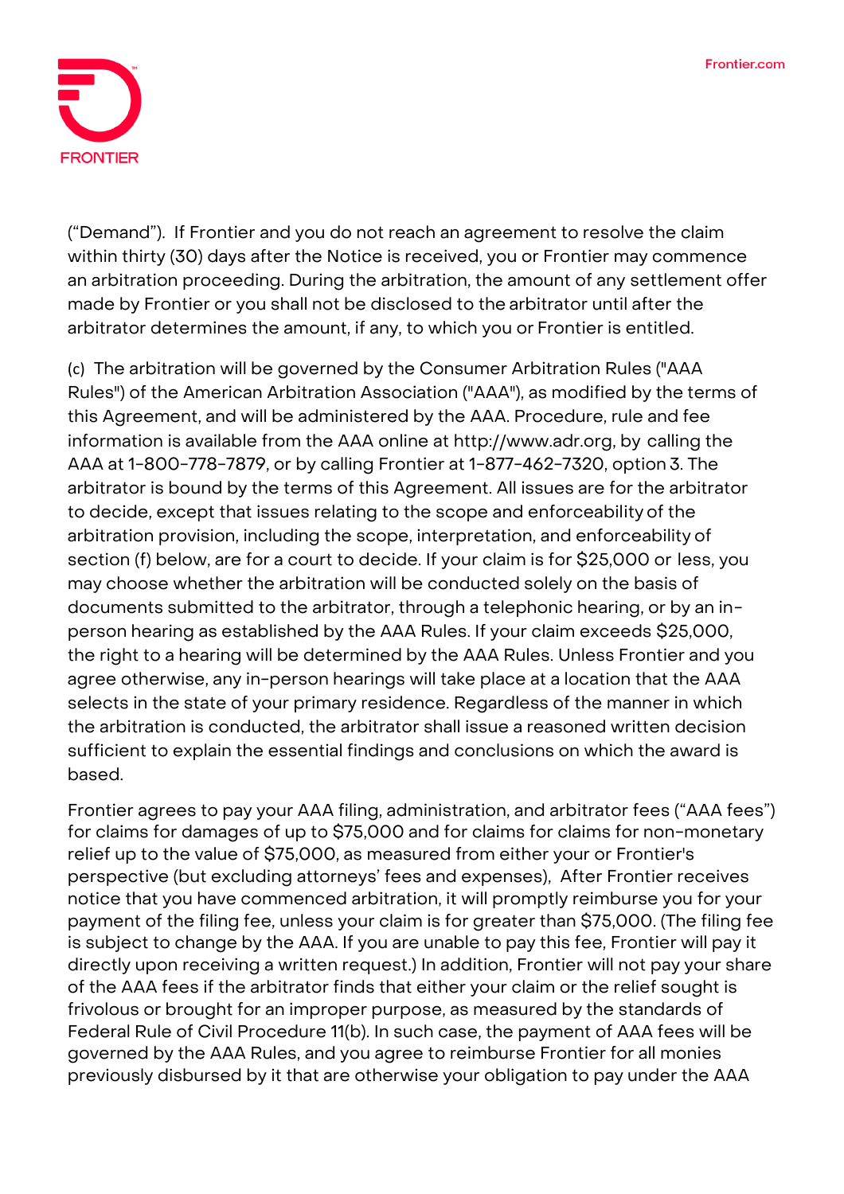(“Demand”). If Frontier and you do not reach an agreement to resolve the claim within thirty (30) days after the Notice is received, you or Frontier may commence an arbitration proceeding. During the arbitration, the amount of any settlement offer made by Frontier or you shall not be disclosed to the arbitrator until after the arbitrator determines the amount, if any, to which you or Frontier is entitled.

(c) The arbitration will be governed by the Consumer Arbitration Rules ("AAA Rules") of the American Arbitration Association ("AAA"), as modified by the terms of this Agreement, and will be administered by the AAA. Procedure, rule and fee information is available from the AAA online at http://www.adr.org, by calling the AAA at 1-800-778-7879, or by calling Frontier at 1-877-462-7320, option 3. The arbitrator is bound by the terms of this Agreement. All issues are for the arbitrator to decide, except that issues relating to the scope and enforceability of the arbitration provision, including the scope, interpretation, and enforceability of section (f) below, are for a court to decide. If your claim is for $25,000 or less, you may choose whether the arbitration will be conducted solely on the basis of documents submitted to the arbitrator, through a telephonic hearing, or by an in-person hearing as established by the AAA Rules. If your claim exceeds $25,000, the right to a hearing will be determined by the AAA Rules. Unless Frontier and you agree otherwise, any in-person hearings will take place at a location that the AAA selects in the state of your primary residence. Regardless of the manner in which the arbitration is conducted, the arbitrator shall issue a reasoned written decision sufficient to explain the essential findings and conclusions on which the award is based.

Frontier agrees to pay your AAA filing, administration, and arbitrator fees (“AAA fees”) for claims for damages of up to $75,000 and for claims for claims for non-monetary relief up to the value of $75,000, as measured from either your or Frontier's perspective (but excluding attorneys’ fees and expenses), After Frontier receives notice that you have commenced arbitration, it will promptly reimburse you for your payment of the filing fee, unless your claim is for greater than $75,000. (The filing fee is subject to change by the AAA. If you are unable to pay this fee, Frontier will pay it directly upon receiving a written request.) In addition, Frontier will not pay your share of the AAA fees if the arbitrator finds that either your claim or the relief sought is frivolous or brought for an improper purpose, as measured by the standards of Federal Rule of Civil Procedure 11(b). In such case, the payment of AAA fees will be governed by the AAA Rules, and you agree to reimburse Frontier for all monies previously disbursed by it that are otherwise your obligation to pay under the AAA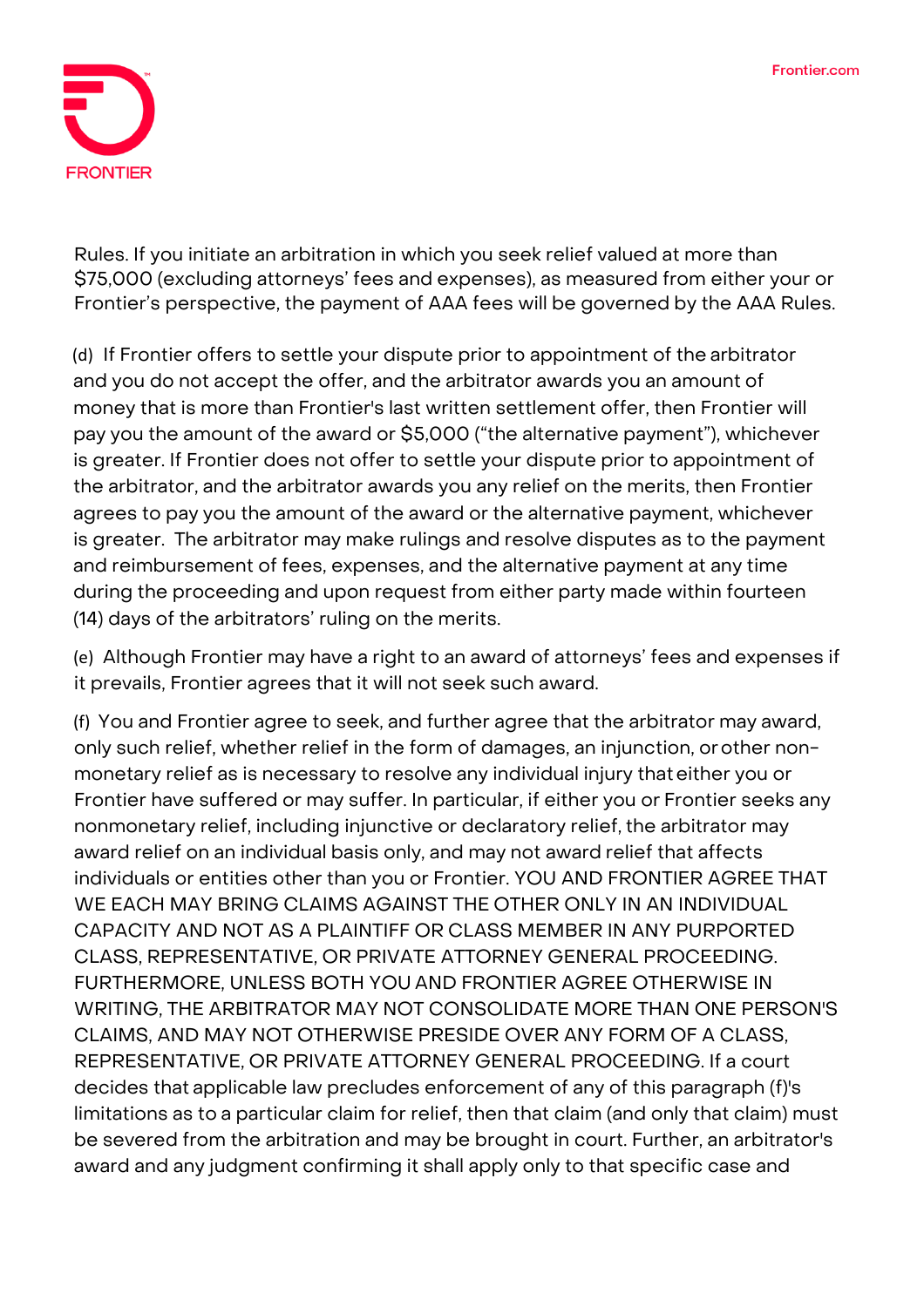Rules. If you initiate an arbitration in which you seek relief valued at more than $75,000 (excluding attorneys' fees and expenses), as measured from either your or Frontier's perspective, the payment of AAA fees will be governed by the AAA Rules.

(d) If Frontier offers to settle your dispute prior to appointment of the arbitrator and you do not accept the offer, and the arbitrator awards you an amount of money that is more than Frontier's last written settlement offer, then Frontier will pay you the amount of the award or $5,000 ("the alternative payment"), whichever is greater. If Frontier does not offer to settle your dispute prior to appointment of the arbitrator, and the arbitrator awards you any relief on the merits, then Frontier agrees to pay you the amount of the award or the alternative payment, whichever is greater. The arbitrator may make rulings and resolve disputes as to the payment and reimbursement of fees, expenses, and the alternative payment at any time during the proceeding and upon request from either party made within fourteen (14) days of the arbitrators' ruling on the merits.

(e) Although Frontier may have a right to an award of attorneys' fees and expenses if it prevails, Frontier agrees that it will not seek such award.

(f) You and Frontier agree to seek, and further agree that the arbitrator may award, only such relief, whether relief in the form of damages, an injunction, or other non-monetary relief as is necessary to resolve any individual injury that either you or Frontier have suffered or may suffer. In particular, if either you or Frontier seeks any nonmonetary relief, including injunctive or declaratory relief, the arbitrator may award relief on an individual basis only, and may not award relief that affects individuals or entities other than you or Frontier. YOU AND FRONTIER AGREE THAT WE EACH MAY BRING CLAIMS AGAINST THE OTHER ONLY IN AN INDIVIDUAL CAPACITY AND NOT AS A PLAINTIFF OR CLASS MEMBER IN ANY PURPORTED CLASS, REPRESENTATIVE, OR PRIVATE ATTORNEY GENERAL PROCEEDING. FURTHERMORE, UNLESS BOTH YOU AND FRONTIER AGREE OTHERWISE IN WRITING, THE ARBITRATOR MAY NOT CONSOLIDATE MORE THAN ONE PERSON'S CLAIMS, AND MAY NOT OTHERWISE PRESIDE OVER ANY FORM OF A CLASS, REPRESENTATIVE, OR PRIVATE ATTORNEY GENERAL PROCEEDING. If a court decides that applicable law precludes enforcement of any of this paragraph (f)'s limitations as to a particular claim for relief, then that claim (and only that claim) must be severed from the arbitration and may be brought in court. Further, an arbitrator's award and any judgment confirming it shall apply only to that specific case and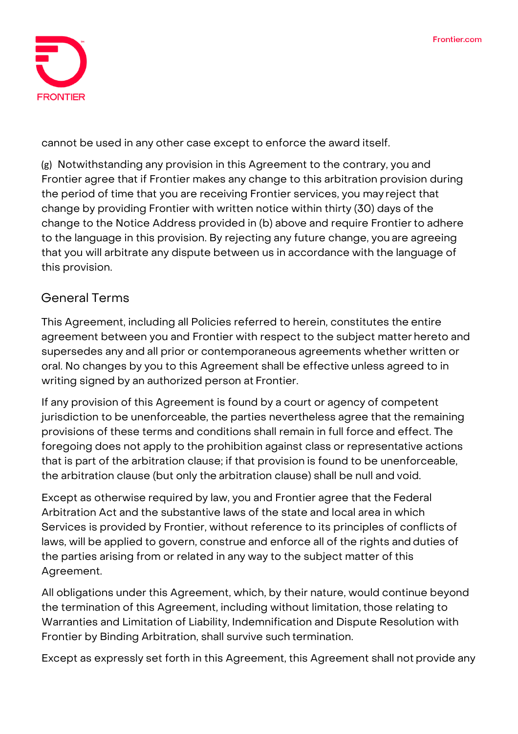cannot be used in any other case except to enforce the award itself.

(g) Notwithstanding any provision in this Agreement to the contrary, you and Frontier agree that if Frontier makes any change to this arbitration provision during the period of time that you are receiving Frontier services, you may reject that change by providing Frontier with written notice within thirty (30) days of the change to the Notice Address provided in (b) above and require Frontier to adhere to the language in this provision. By rejecting any future change, you are agreeing that you will arbitrate any dispute between us in accordance with the language of this provision.

## General Terms

This Agreement, including all Policies referred to herein, constitutes the entire agreement between you and Frontier with respect to the subject matter hereto and supersedes any and all prior or contemporaneous agreements whether written or oral. No changes by you to this Agreement shall be effective unless agreed to in writing signed by an authorized person at Frontier.

If any provision of this Agreement is found by a court or agency of competent jurisdiction to be unenforceable, the parties nevertheless agree that the remaining provisions of these terms and conditions shall remain in full force and effect. The foregoing does not apply to the prohibition against class or representative actions that is part of the arbitration clause; if that provision is found to be unenforceable, the arbitration clause (but only the arbitration clause) shall be null and void.

Except as otherwise required by law, you and Frontier agree that the Federal Arbitration Act and the substantive laws of the state and local area in which Services is provided by Frontier, without reference to its principles of conflicts of laws, will be applied to govern, construe and enforce all of the rights and duties of the parties arising from or related in any way to the subject matter of this Agreement.

All obligations under this Agreement, which, by their nature, would continue beyond the termination of this Agreement, including without limitation, those relating to Warranties and Limitation of Liability, Indemnification and Dispute Resolution with Frontier by Binding Arbitration, shall survive such termination.

Except as expressly set forth in this Agreement, this Agreement shall not provide any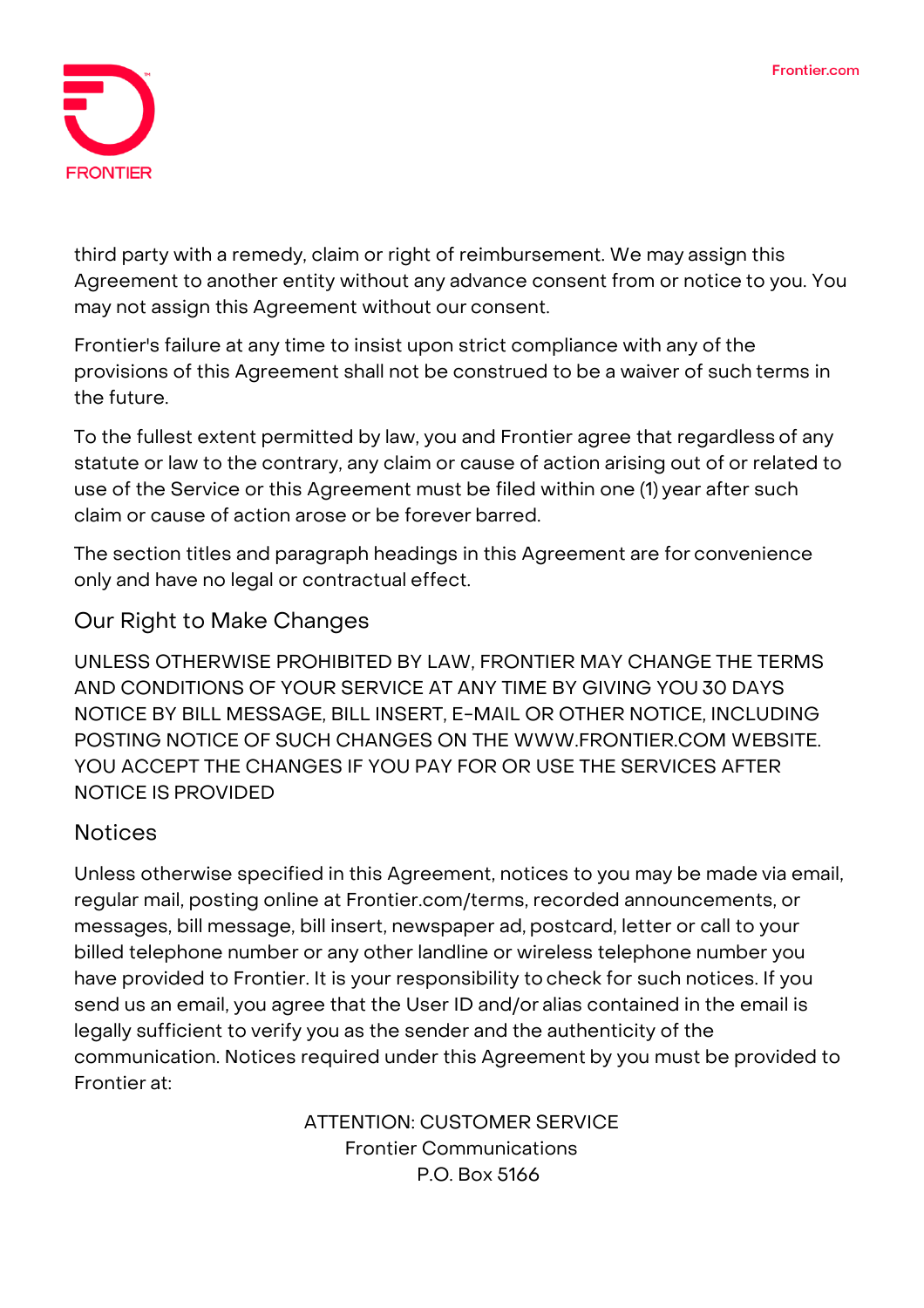third party with a remedy, claim or right of reimbursement. We may assign this Agreement to another entity without any advance consent from or notice to you. You may not assign this Agreement without our consent.

Frontier's failure at any time to insist upon strict compliance with any of the provisions of this Agreement shall not be construed to be a waiver of such terms in the future.

To the fullest extent permitted by law, you and Frontier agree that regardless of any statute or law to the contrary, any claim or cause of action arising out of or related to use of the Service or this Agreement must be filed within one (1) year after such claim or cause of action arose or be forever barred.

The section titles and paragraph headings in this Agreement are for convenience only and have no legal or contractual effect.

## Our Right to Make Changes

UNLESS OTHERWISE PROHIBITED BY LAW, FRONTIER MAY CHANGE THE TERMS AND CONDITIONS OF YOUR SERVICE AT ANY TIME BY GIVING YOU 30 DAYS NOTICE BY BILL MESSAGE, BILL INSERT, E-MAIL OR OTHER NOTICE, INCLUDING POSTING NOTICE OF SUCH CHANGES ON THE WWW.FRONTIER.COM WEBSITE. YOU ACCEPT THE CHANGES IF YOU PAY FOR OR USE THE SERVICES AFTER NOTICE IS PROVIDED

## Notices

Unless otherwise specified in this Agreement, notices to you may be made via email, regular mail, posting online at Frontier.com/terms, recorded announcements, or messages, bill message, bill insert, newspaper ad, postcard, letter or call to your billed telephone number or any other landline or wireless telephone number you have provided to Frontier. It is your responsibility to check for such notices. If you send us an email, you agree that the User ID and/or alias contained in the email is legally sufficient to verify you as the sender and the authenticity of the communication. Notices required under this Agreement by you must be provided to Frontier at:

ATTENTION: CUSTOMER SERVICE
Frontier Communications
P.O. Box 5166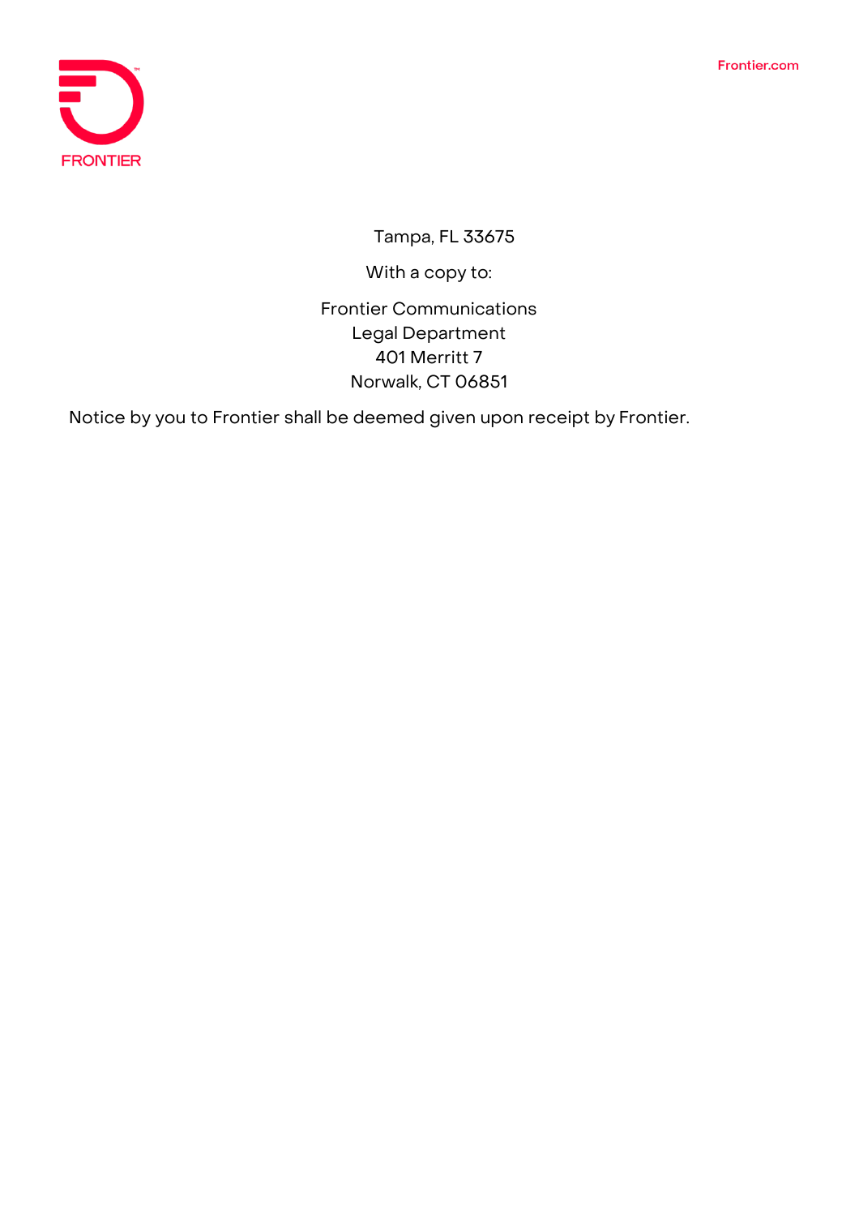Tampa, FL 33675

With a copy to:

Frontier Communications
Legal Department
401 Merritt 7
Norwalk, CT 06851

Notice by you to Frontier shall be deemed given upon receipt by Frontier.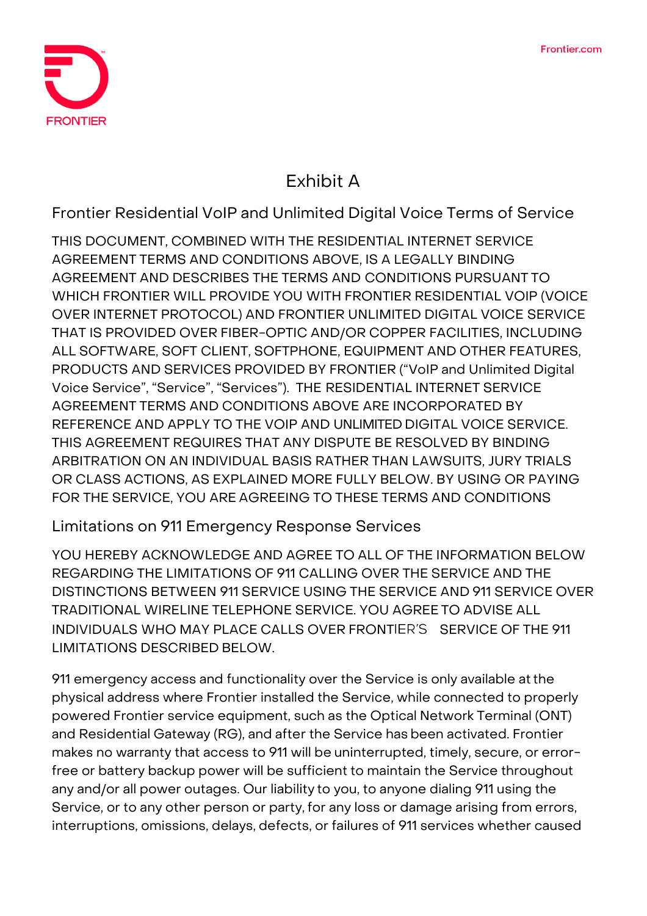# Exhibit A

## Frontier Residential VoIP and Unlimited Digital Voice Terms of Service

THIS DOCUMENT, COMBINED WITH THE RESIDENTIAL INTERNET SERVICE AGREEMENT TERMS AND CONDITIONS ABOVE, IS A LEGALLY BINDING AGREEMENT AND DESCRIBES THE TERMS AND CONDITIONS PURSUANT TO WHICH FRONTIER WILL PROVIDE YOU WITH FRONTIER RESIDENTIAL VOIP (VOICE OVER INTERNET PROTOCOL) AND FRONTIER UNLIMITED DIGITAL VOICE SERVICE THAT IS PROVIDED OVER FIBER-OPTIC AND/OR COPPER FACILITIES, INCLUDING ALL SOFTWARE, SOFT CLIENT, SOFTPHONE, EQUIPMENT AND OTHER FEATURES, PRODUCTS AND SERVICES PROVIDED BY FRONTIER ("VoIP and Unlimited Digital Voice Service", "Service", "Services"). THE RESIDENTIAL INTERNET SERVICE AGREEMENT TERMS AND CONDITIONS ABOVE ARE INCORPORATED BY REFERENCE AND APPLY TO THE VOIP AND UNLIMITED DIGITAL VOICE SERVICE. THIS AGREEMENT REQUIRES THAT ANY DISPUTE BE RESOLVED BY BINDING ARBITRATION ON AN INDIVIDUAL BASIS RATHER THAN LAWSUITS, JURY TRIALS OR CLASS ACTIONS, AS EXPLAINED MORE FULLY BELOW. BY USING OR PAYING FOR THE SERVICE, YOU ARE AGREEING TO THESE TERMS AND CONDITIONS

## Limitations on 911 Emergency Response Services

YOU HEREBY ACKNOWLEDGE AND AGREE TO ALL OF THE INFORMATION BELOW REGARDING THE LIMITATIONS OF 911 CALLING OVER THE SERVICE AND THE DISTINCTIONS BETWEEN 911 SERVICE USING THE SERVICE AND 911 SERVICE OVER TRADITIONAL WIRELINE TELEPHONE SERVICE. YOU AGREE TO ADVISE ALL INDIVIDUALS WHO MAY PLACE CALLS OVER FRONTIER'S SERVICE OF THE 911 LIMITATIONS DESCRIBED BELOW.

911 emergency access and functionality over the Service is only available at the physical address where Frontier installed the Service, while connected to properly powered Frontier service equipment, such as the Optical Network Terminal (ONT) and Residential Gateway (RG), and after the Service has been activated. Frontier makes no warranty that access to 911 will be uninterrupted, timely, secure, or error-free or battery backup power will be sufficient to maintain the Service throughout any and/or all power outages. Our liability to you, to anyone dialing 911 using the Service, or to any other person or party, for any loss or damage arising from errors, interruptions, omissions, delays, defects, or failures of 911 services whether caused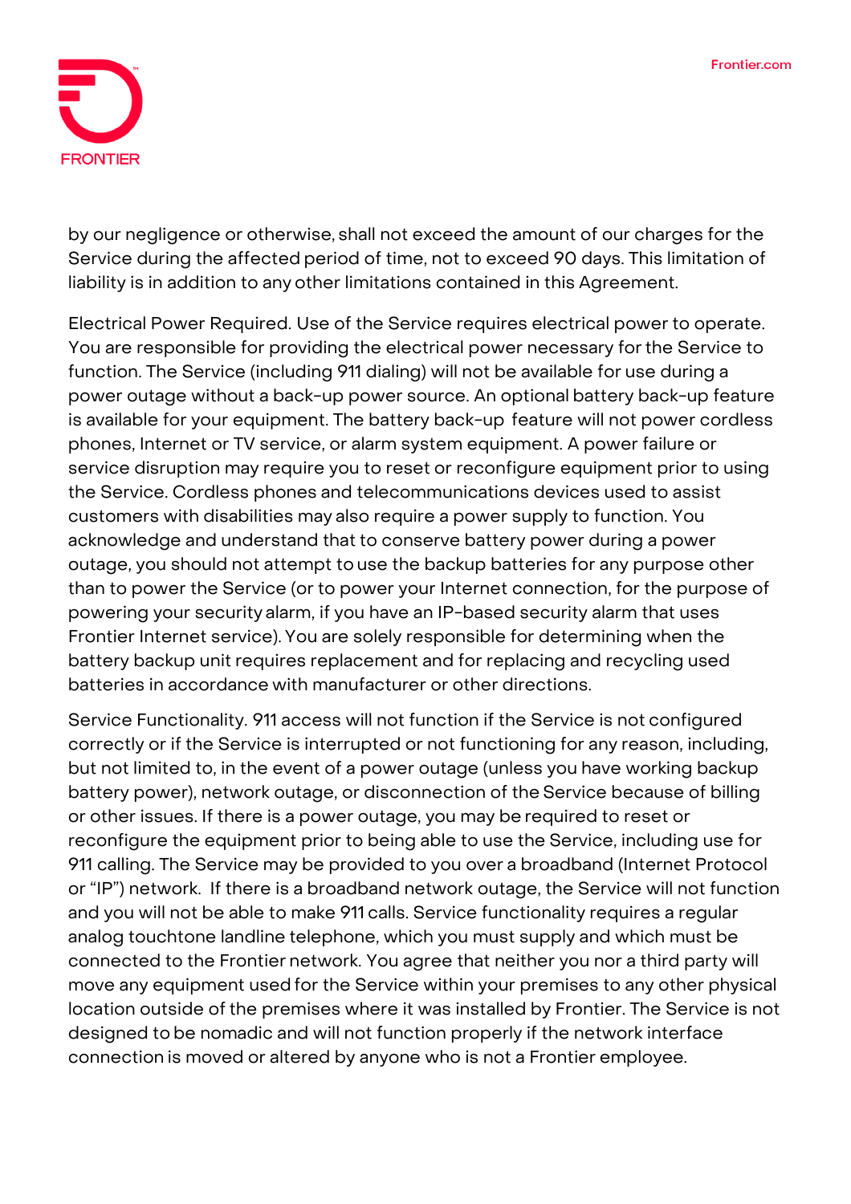by our negligence or otherwise, shall not exceed the amount of our charges for the Service during the affected period of time, not to exceed 90 days. This limitation of liability is in addition to any other limitations contained in this Agreement.

Electrical Power Required. Use of the Service requires electrical power to operate. You are responsible for providing the electrical power necessary for the Service to function. The Service (including 911 dialing) will not be available for use during a power outage without a back-up power source. An optional battery back-up feature is available for your equipment. The battery back-up feature will not power cordless phones, Internet or TV service, or alarm system equipment. A power failure or service disruption may require you to reset or reconfigure equipment prior to using the Service. Cordless phones and telecommunications devices used to assist customers with disabilities may also require a power supply to function. You acknowledge and understand that to conserve battery power during a power outage, you should not attempt to use the backup batteries for any purpose other than to power the Service (or to power your Internet connection, for the purpose of powering your security alarm, if you have an IP-based security alarm that uses Frontier Internet service). You are solely responsible for determining when the battery backup unit requires replacement and for replacing and recycling used batteries in accordance with manufacturer or other directions.

Service Functionality. 911 access will not function if the Service is not configured correctly or if the Service is interrupted or not functioning for any reason, including, but not limited to, in the event of a power outage (unless you have working backup battery power), network outage, or disconnection of the Service because of billing or other issues. If there is a power outage, you may be required to reset or reconfigure the equipment prior to being able to use the Service, including use for 911 calling. The Service may be provided to you over a broadband (Internet Protocol or "IP") network. If there is a broadband network outage, the Service will not function and you will not be able to make 911 calls. Service functionality requires a regular analog touchtone landline telephone, which you must supply and which must be connected to the Frontier network. You agree that neither you nor a third party will move any equipment used for the Service within your premises to any other physical location outside of the premises where it was installed by Frontier. The Service is not designed to be nomadic and will not function properly if the network interface connection is moved or altered by anyone who is not a Frontier employee.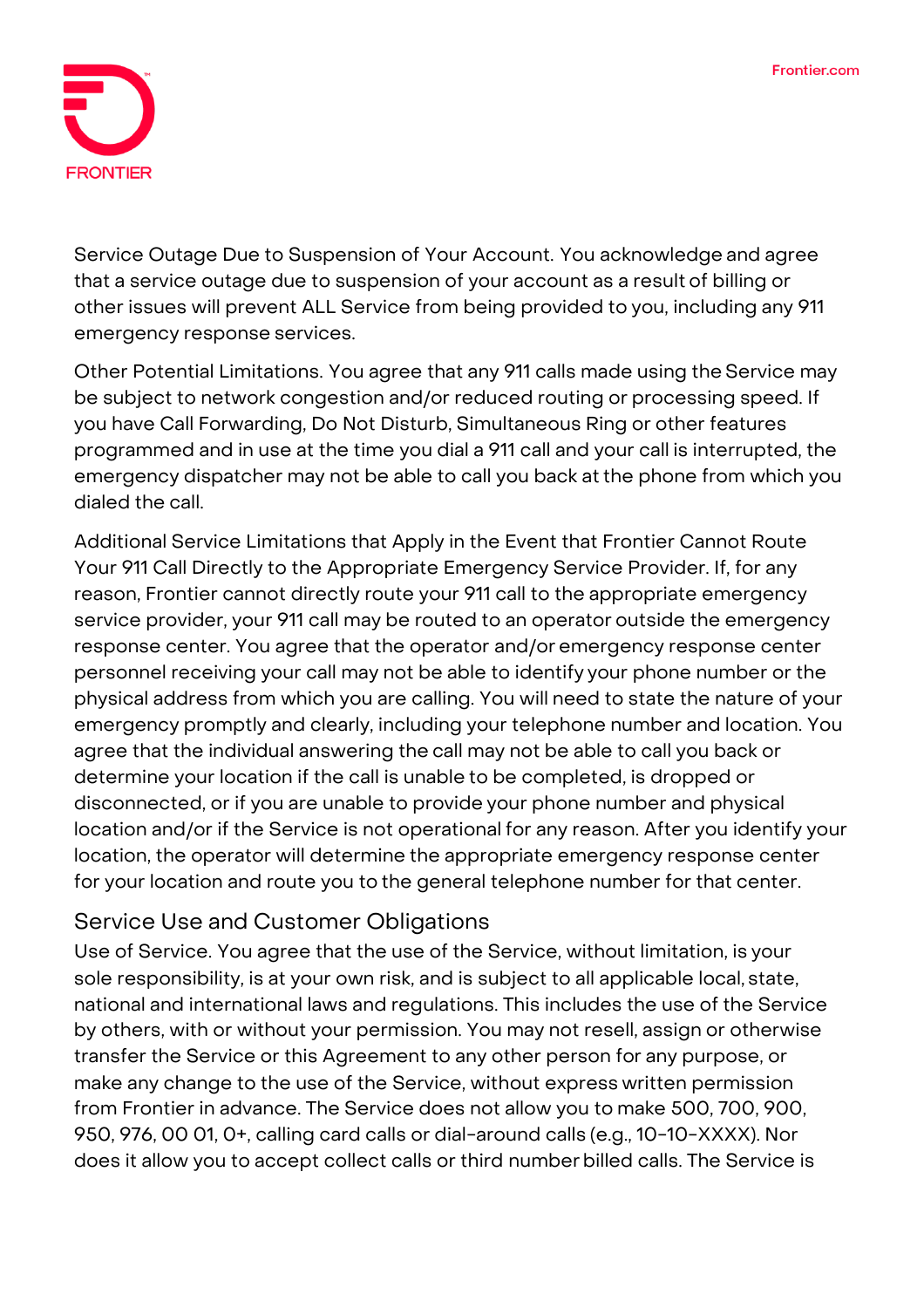Service Outage Due to Suspension of Your Account. You acknowledge and agree that a service outage due to suspension of your account as a result of billing or other issues will prevent ALL Service from being provided to you, including any 911 emergency response services.

Other Potential Limitations. You agree that any 911 calls made using the Service may be subject to network congestion and/or reduced routing or processing speed. If you have Call Forwarding, Do Not Disturb, Simultaneous Ring or other features programmed and in use at the time you dial a 911 call and your call is interrupted, the emergency dispatcher may not be able to call you back at the phone from which you dialed the call.

Additional Service Limitations that Apply in the Event that Frontier Cannot Route Your 911 Call Directly to the Appropriate Emergency Service Provider. If, for any reason, Frontier cannot directly route your 911 call to the appropriate emergency service provider, your 911 call may be routed to an operator outside the emergency response center. You agree that the operator and/or emergency response center personnel receiving your call may not be able to identify your phone number or the physical address from which you are calling. You will need to state the nature of your emergency promptly and clearly, including your telephone number and location. You agree that the individual answering the call may not be able to call you back or determine your location if the call is unable to be completed, is dropped or disconnected, or if you are unable to provide your phone number and physical location and/or if the Service is not operational for any reason. After you identify your location, the operator will determine the appropriate emergency response center for your location and route you to the general telephone number for that center.

## Service Use and Customer Obligations

Use of Service. You agree that the use of the Service, without limitation, is your sole responsibility, is at your own risk, and is subject to all applicable local, state, national and international laws and regulations. This includes the use of the Service by others, with or without your permission. You may not resell, assign or otherwise transfer the Service or this Agreement to any other person for any purpose, or make any change to the use of the Service, without express written permission from Frontier in advance. The Service does not allow you to make 500, 700, 900, 950, 976, 00 01, 0+, calling card calls or dial-around calls (e.g., 10-10-XXXX). Nor does it allow you to accept collect calls or third number billed calls. The Service is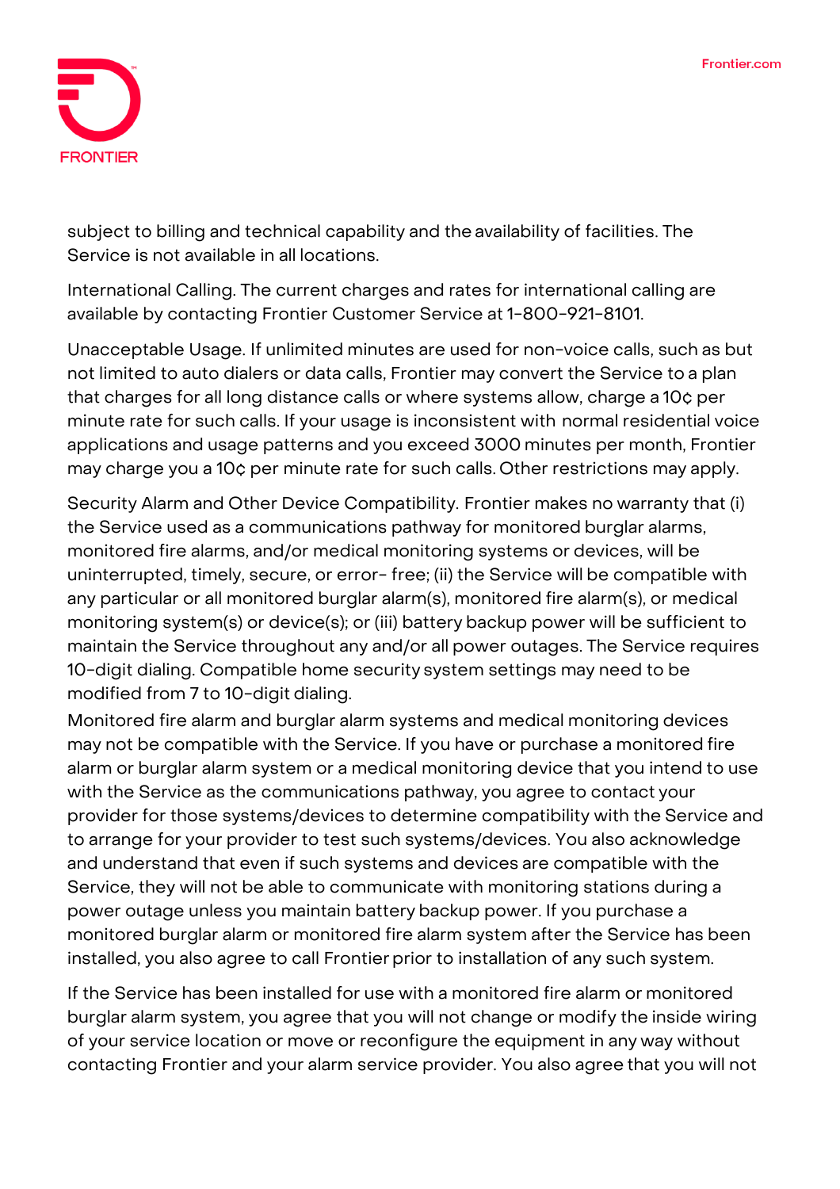subject to billing and technical capability and the availability of facilities. The Service is not available in all locations.

International Calling. The current charges and rates for international calling are available by contacting Frontier Customer Service at 1-800-921-8101.

Unacceptable Usage. If unlimited minutes are used for non-voice calls, such as but not limited to auto dialers or data calls, Frontier may convert the Service to a plan that charges for all long distance calls or where systems allow, charge a 10¢ per minute rate for such calls. If your usage is inconsistent with normal residential voice applications and usage patterns and you exceed 3000 minutes per month, Frontier may charge you a 10¢ per minute rate for such calls. Other restrictions may apply.

Security Alarm and Other Device Compatibility. Frontier makes no warranty that (i) the Service used as a communications pathway for monitored burglar alarms, monitored fire alarms, and/or medical monitoring systems or devices, will be uninterrupted, timely, secure, or error- free; (ii) the Service will be compatible with any particular or all monitored burglar alarm(s), monitored fire alarm(s), or medical monitoring system(s) or device(s); or (iii) battery backup power will be sufficient to maintain the Service throughout any and/or all power outages. The Service requires 10-digit dialing. Compatible home security system settings may need to be modified from 7 to 10-digit dialing.

Monitored fire alarm and burglar alarm systems and medical monitoring devices may not be compatible with the Service. If you have or purchase a monitored fire alarm or burglar alarm system or a medical monitoring device that you intend to use with the Service as the communications pathway, you agree to contact your provider for those systems/devices to determine compatibility with the Service and to arrange for your provider to test such systems/devices. You also acknowledge and understand that even if such systems and devices are compatible with the Service, they will not be able to communicate with monitoring stations during a power outage unless you maintain battery backup power. If you purchase a monitored burglar alarm or monitored fire alarm system after the Service has been installed, you also agree to call Frontier prior to installation of any such system.

If the Service has been installed for use with a monitored fire alarm or monitored burglar alarm system, you agree that you will not change or modify the inside wiring of your service location or move or reconfigure the equipment in any way without contacting Frontier and your alarm service provider. You also agree that you will not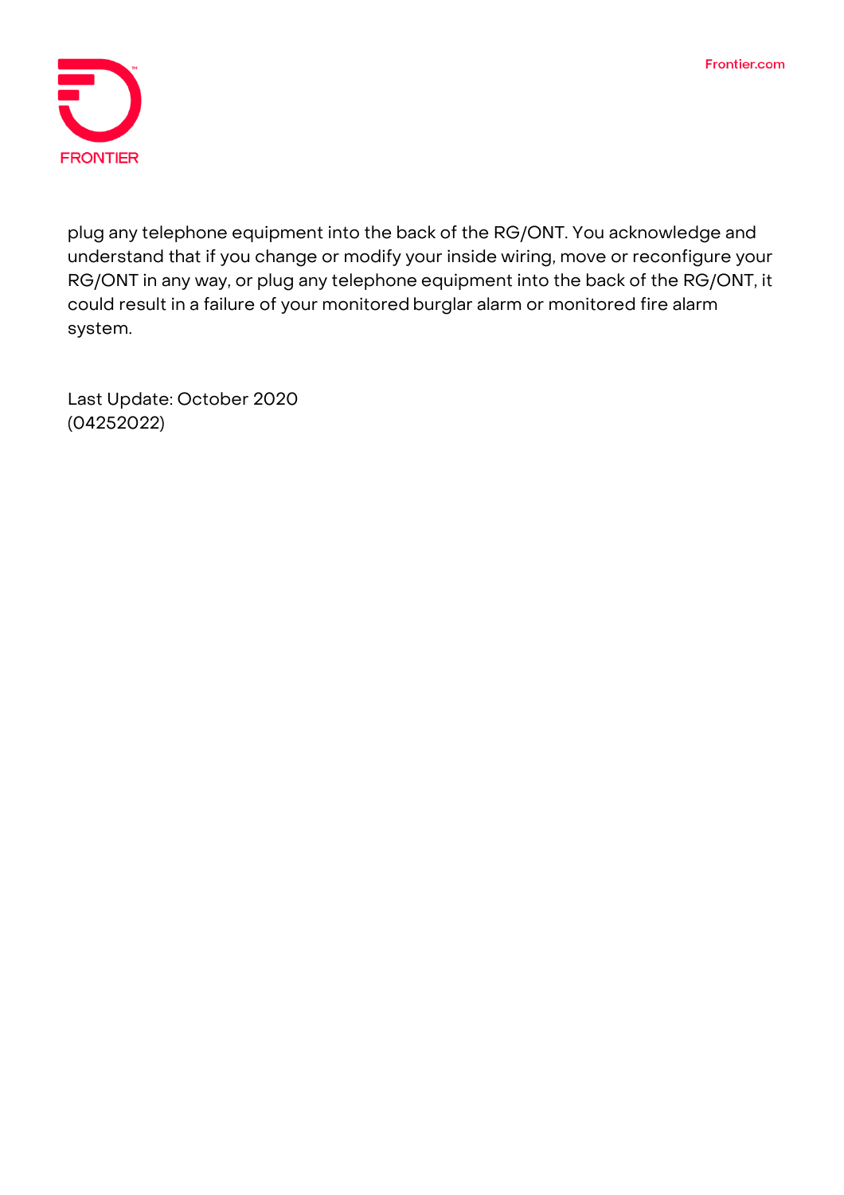plug any telephone equipment into the back of the RG/ONT. You acknowledge and understand that if you change or modify your inside wiring, move or reconfigure your RG/ONT in any way, or plug any telephone equipment into the back of the RG/ONT, it could result in a failure of your monitored burglar alarm or monitored fire alarm system.

Last Update: October 2020
(04252022)